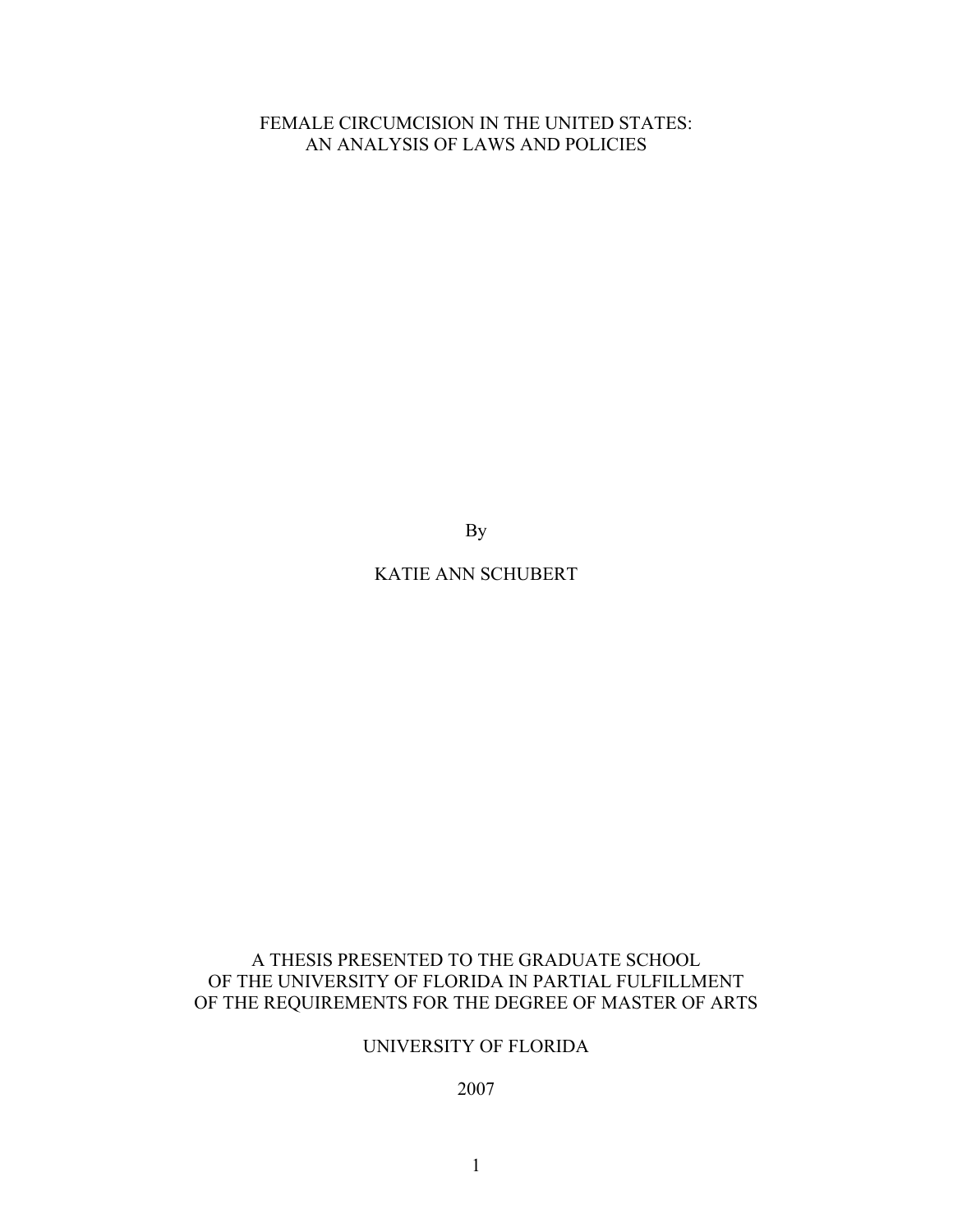# FEMALE CIRCUMCISION IN THE UNITED STATES: AN ANALYSIS OF LAWS AND POLICIES

By

KATIE ANN SCHUBERT

A THESIS PRESENTED TO THE GRADUATE SCHOOL
OF THE UNIVERSITY OF FLORIDA IN PARTIAL FULFILLMENT
OF THE REQUIREMENTS FOR THE DEGREE OF MASTER OF ARTS

UNIVERSITY OF FLORIDA

2007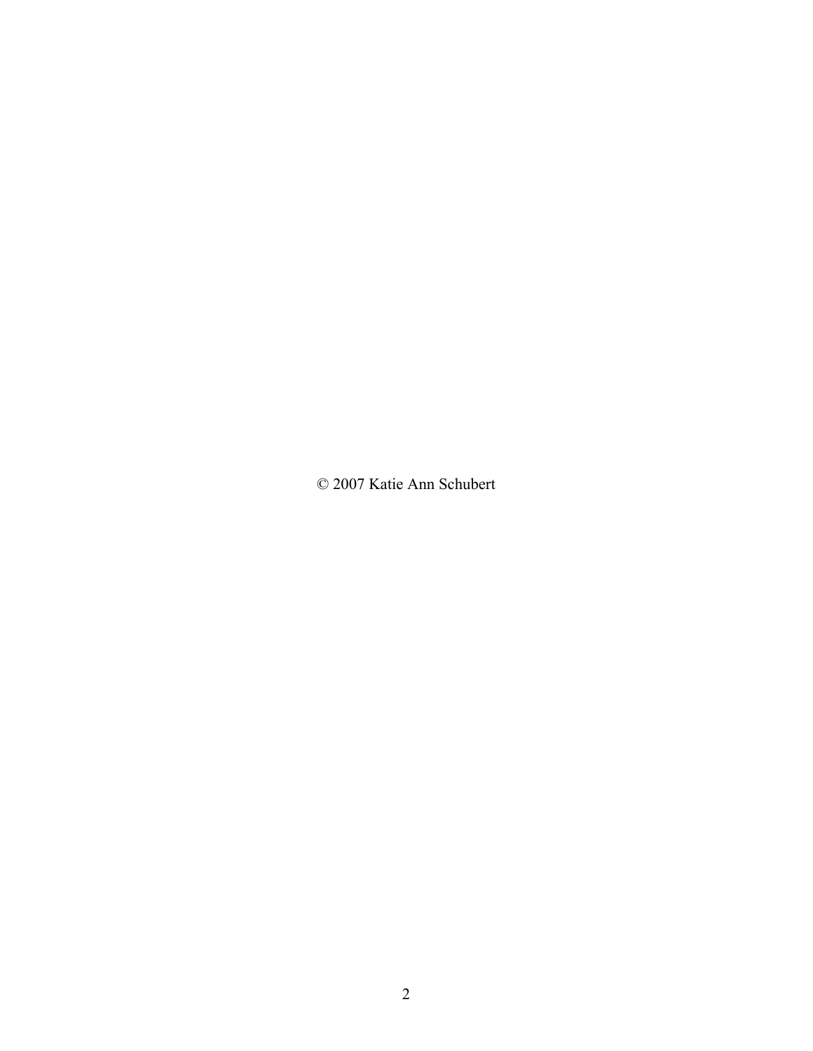© 2007 Katie Ann Schubert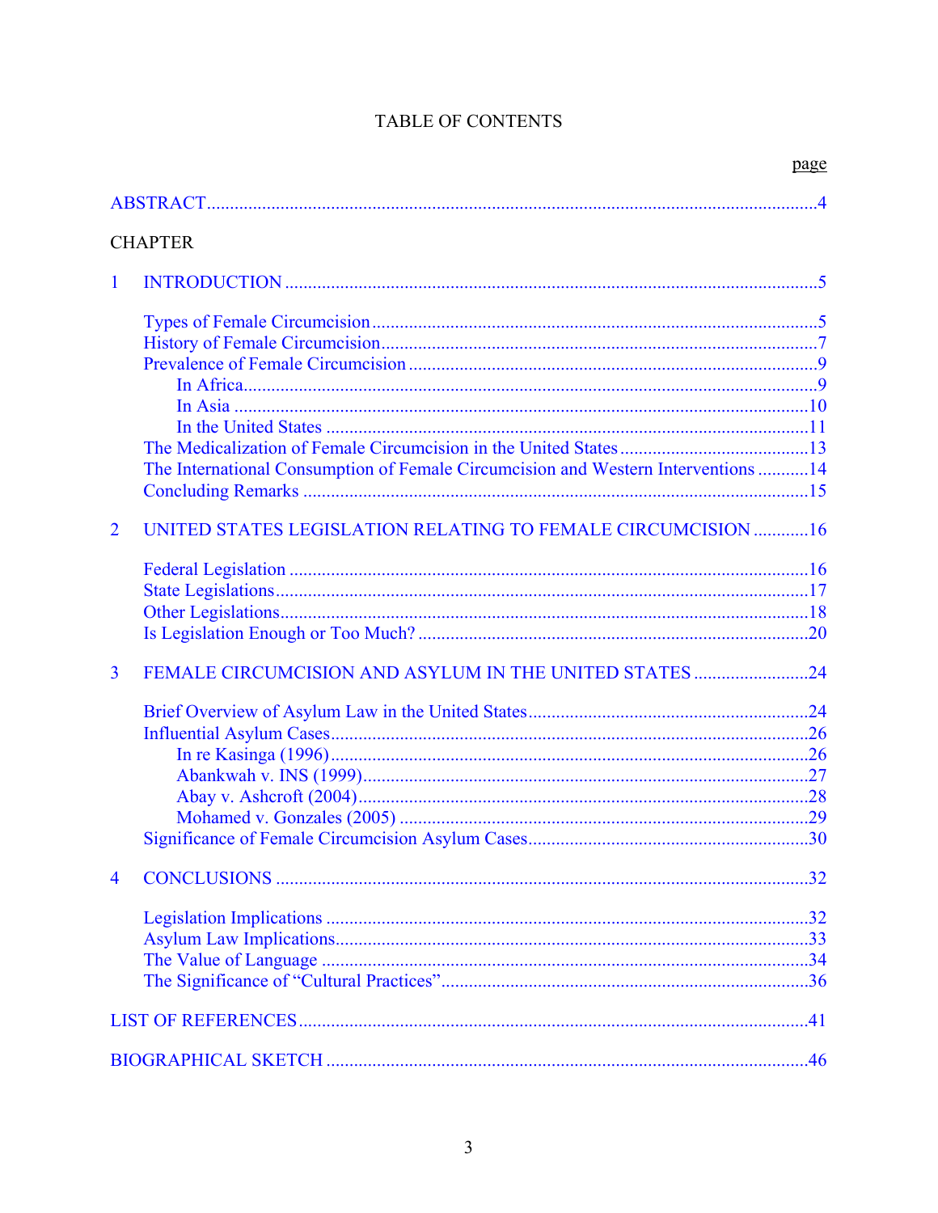# TABLE OF CONTENTS

page

ABSTRACT ........................................................................................................................4

CHAPTER

1 INTRODUCTION ..........................................................................................................5

Types of Female Circumcision ........................................................................................5
History of Female Circumcision ......................................................................................7
Prevalence of Female Circumcision .................................................................................9
In Africa...........................................................................................................................9
In Asia ...........................................................................................................................10
In the United States .......................................................................................................11
The Medicalization of Female Circumcision in the United States ....................................13
The International Consumption of Female Circumcision and Western Interventions ...........14
Concluding Remarks .....................................................................................................15

2 UNITED STATES LEGISLATION RELATING TO FEMALE CIRCUMCISION ............16

Federal Legislation .......................................................................................................16
State Legislations..........................................................................................................17
Other Legislations.........................................................................................................18
Is Legislation Enough or Too Much? .............................................................................20

3 FEMALE CIRCUMCISION AND ASYLUM IN THE UNITED STATES .........................24

Brief Overview of Asylum Law in the United States......................................................24
Influential Asylum Cases...............................................................................................26
In re Kasinga (1996).......................................................................................................26
Abankwah v. INS (1999)................................................................................................27
Abay v. Ashcroft (2004).................................................................................................28
Mohamed v. Gonzales (2005) ........................................................................................29
Significance of Female Circumcision Asylum Cases......................................................30

4 CONCLUSIONS ..........................................................................................................32

Legislation Implications ...............................................................................................32
Asylum Law Implications.............................................................................................33
The Value of Language ................................................................................................34
The Significance of "Cultural Practices".........................................................................36

LIST OF REFERENCES .................................................................................................41

BIOGRAPHICAL SKETCH ............................................................................................46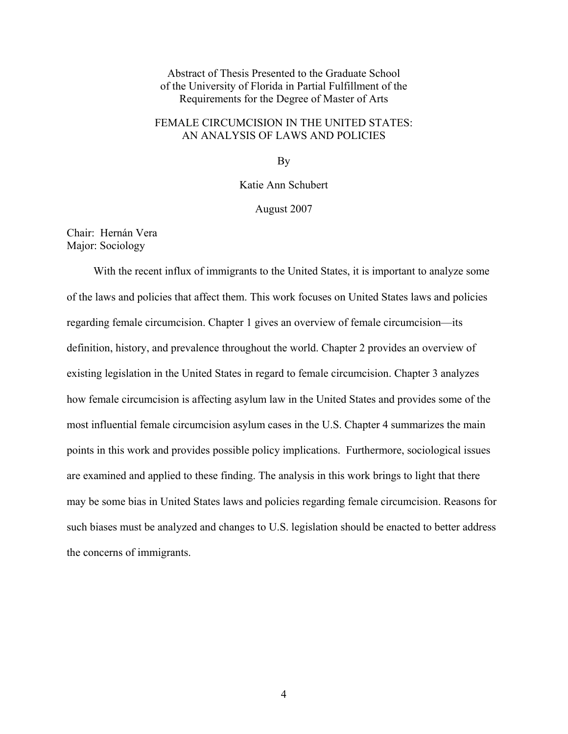Abstract of Thesis Presented to the Graduate School
of the University of Florida in Partial Fulfillment of the
Requirements for the Degree of Master of Arts

FEMALE CIRCUMCISION IN THE UNITED STATES:
AN ANALYSIS OF LAWS AND POLICIES

By

Katie Ann Schubert

August 2007

Chair: Hernán Vera
Major: Sociology

With the recent influx of immigrants to the United States, it is important to analyze some of the laws and policies that affect them. This work focuses on United States laws and policies regarding female circumcision. Chapter 1 gives an overview of female circumcision—its definition, history, and prevalence throughout the world. Chapter 2 provides an overview of existing legislation in the United States in regard to female circumcision. Chapter 3 analyzes how female circumcision is affecting asylum law in the United States and provides some of the most influential female circumcision asylum cases in the U.S. Chapter 4 summarizes the main points in this work and provides possible policy implications. Furthermore, sociological issues are examined and applied to these finding. The analysis in this work brings to light that there may be some bias in United States laws and policies regarding female circumcision. Reasons for such biases must be analyzed and changes to U.S. legislation should be enacted to better address the concerns of immigrants.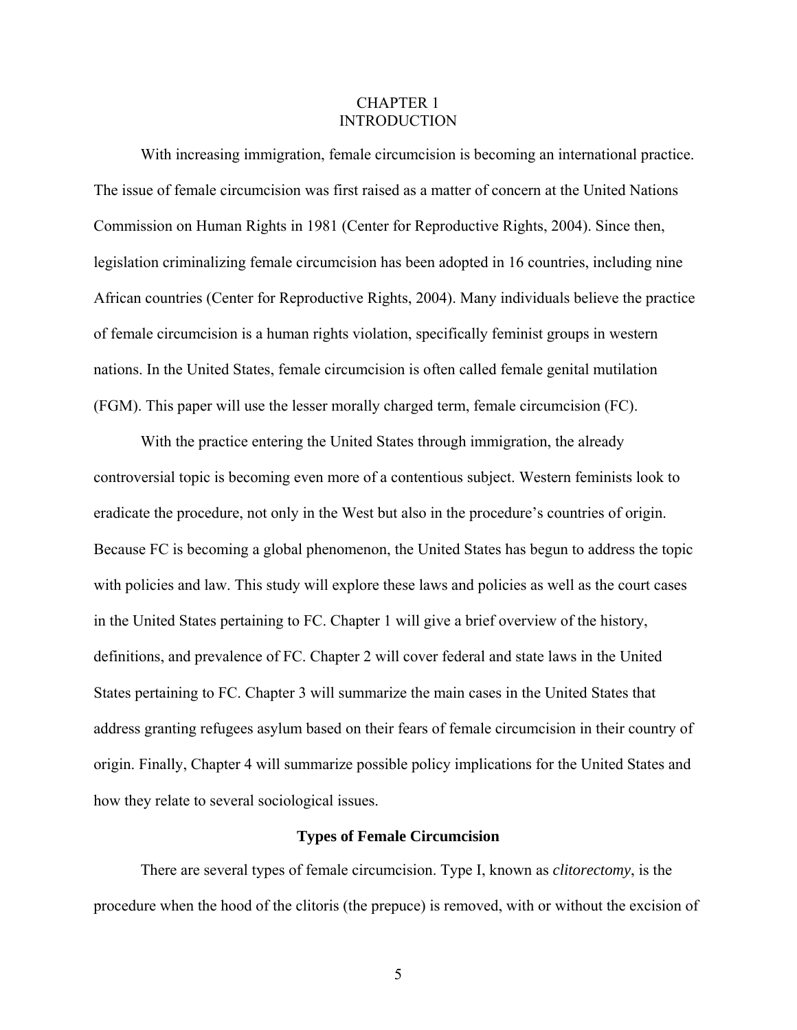# CHAPTER 1
# INTRODUCTION

With increasing immigration, female circumcision is becoming an international practice. The issue of female circumcision was first raised as a matter of concern at the United Nations Commission on Human Rights in 1981 (Center for Reproductive Rights, 2004). Since then, legislation criminalizing female circumcision has been adopted in 16 countries, including nine African countries (Center for Reproductive Rights, 2004). Many individuals believe the practice of female circumcision is a human rights violation, specifically feminist groups in western nations. In the United States, female circumcision is often called female genital mutilation (FGM). This paper will use the lesser morally charged term, female circumcision (FC).

With the practice entering the United States through immigration, the already controversial topic is becoming even more of a contentious subject. Western feminists look to eradicate the procedure, not only in the West but also in the procedure's countries of origin. Because FC is becoming a global phenomenon, the United States has begun to address the topic with policies and law. This study will explore these laws and policies as well as the court cases in the United States pertaining to FC. Chapter 1 will give a brief overview of the history, definitions, and prevalence of FC. Chapter 2 will cover federal and state laws in the United States pertaining to FC. Chapter 3 will summarize the main cases in the United States that address granting refugees asylum based on their fears of female circumcision in their country of origin. Finally, Chapter 4 will summarize possible policy implications for the United States and how they relate to several sociological issues.

## Types of Female Circumcision

There are several types of female circumcision. Type I, known as *clitorectomy*, is the procedure when the hood of the clitoris (the prepuce) is removed, with or without the excision of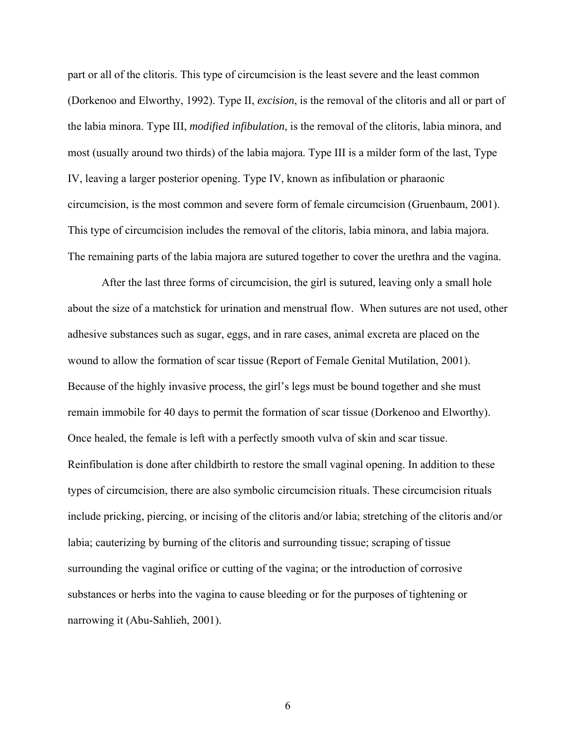part or all of the clitoris. This type of circumcision is the least severe and the least common (Dorkenoo and Elworthy, 1992). Type II, *excision*, is the removal of the clitoris and all or part of the labia minora. Type III, *modified infibulation*, is the removal of the clitoris, labia minora, and most (usually around two thirds) of the labia majora. Type III is a milder form of the last, Type IV, leaving a larger posterior opening. Type IV, known as infibulation or pharaonic circumcision, is the most common and severe form of female circumcision (Gruenbaum, 2001). This type of circumcision includes the removal of the clitoris, labia minora, and labia majora. The remaining parts of the labia majora are sutured together to cover the urethra and the vagina.

After the last three forms of circumcision, the girl is sutured, leaving only a small hole about the size of a matchstick for urination and menstrual flow. When sutures are not used, other adhesive substances such as sugar, eggs, and in rare cases, animal excreta are placed on the wound to allow the formation of scar tissue (Report of Female Genital Mutilation, 2001). Because of the highly invasive process, the girl's legs must be bound together and she must remain immobile for 40 days to permit the formation of scar tissue (Dorkenoo and Elworthy). Once healed, the female is left with a perfectly smooth vulva of skin and scar tissue. Reinfibulation is done after childbirth to restore the small vaginal opening. In addition to these types of circumcision, there are also symbolic circumcision rituals. These circumcision rituals include pricking, piercing, or incising of the clitoris and/or labia; stretching of the clitoris and/or labia; cauterizing by burning of the clitoris and surrounding tissue; scraping of tissue surrounding the vaginal orifice or cutting of the vagina; or the introduction of corrosive substances or herbs into the vagina to cause bleeding or for the purposes of tightening or narrowing it (Abu-Sahlieh, 2001).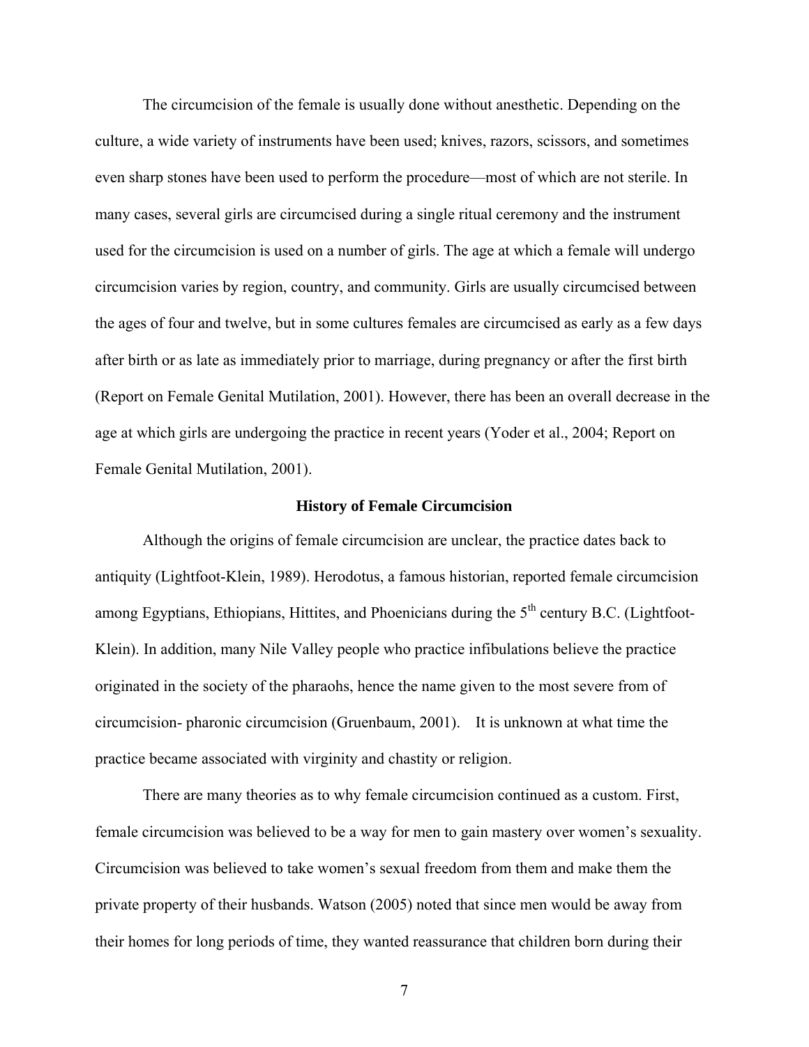The circumcision of the female is usually done without anesthetic. Depending on the culture, a wide variety of instruments have been used; knives, razors, scissors, and sometimes even sharp stones have been used to perform the procedure—most of which are not sterile. In many cases, several girls are circumcised during a single ritual ceremony and the instrument used for the circumcision is used on a number of girls. The age at which a female will undergo circumcision varies by region, country, and community. Girls are usually circumcised between the ages of four and twelve, but in some cultures females are circumcised as early as a few days after birth or as late as immediately prior to marriage, during pregnancy or after the first birth (Report on Female Genital Mutilation, 2001). However, there has been an overall decrease in the age at which girls are undergoing the practice in recent years (Yoder et al., 2004; Report on Female Genital Mutilation, 2001).

## History of Female Circumcision

Although the origins of female circumcision are unclear, the practice dates back to antiquity (Lightfoot-Klein, 1989). Herodotus, a famous historian, reported female circumcision among Egyptians, Ethiopians, Hittites, and Phoenicians during the 5th century B.C. (Lightfoot-Klein). In addition, many Nile Valley people who practice infibulations believe the practice originated in the society of the pharaohs, hence the name given to the most severe from of circumcision- pharonic circumcision (Gruenbaum, 2001). It is unknown at what time the practice became associated with virginity and chastity or religion.

There are many theories as to why female circumcision continued as a custom. First, female circumcision was believed to be a way for men to gain mastery over women's sexuality. Circumcision was believed to take women's sexual freedom from them and make them the private property of their husbands. Watson (2005) noted that since men would be away from their homes for long periods of time, they wanted reassurance that children born during their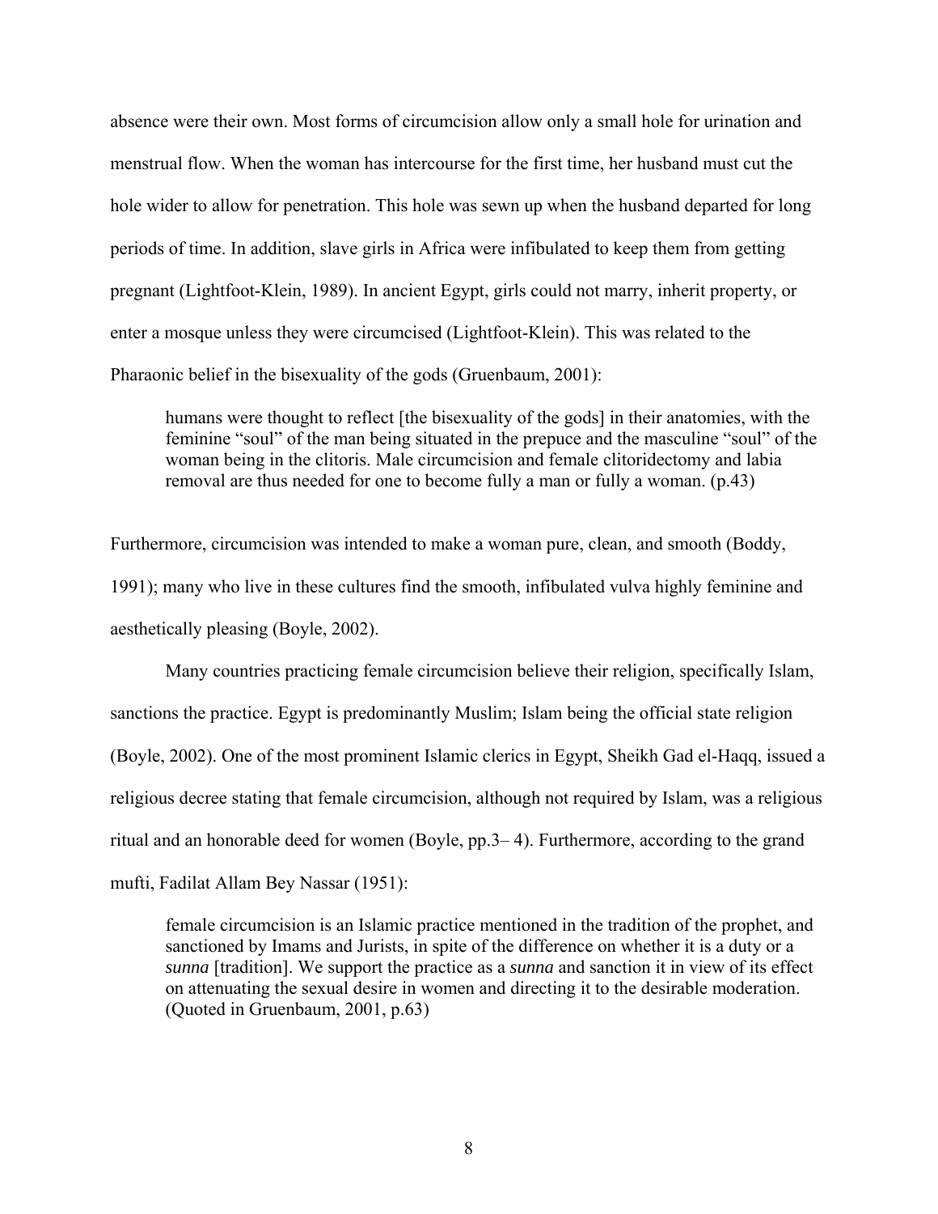absence were their own. Most forms of circumcision allow only a small hole for urination and menstrual flow. When the woman has intercourse for the first time, her husband must cut the hole wider to allow for penetration. This hole was sewn up when the husband departed for long periods of time. In addition, slave girls in Africa were infibulated to keep them from getting pregnant (Lightfoot-Klein, 1989). In ancient Egypt, girls could not marry, inherit property, or enter a mosque unless they were circumcised (Lightfoot-Klein). This was related to the Pharaonic belief in the bisexuality of the gods (Gruenbaum, 2001):

> humans were thought to reflect [the bisexuality of the gods] in their anatomies, with the feminine "soul" of the man being situated in the prepuce and the masculine "soul" of the woman being in the clitoris. Male circumcision and female clitoridectomy and labia removal are thus needed for one to become fully a man or fully a woman. (p.43)

Furthermore, circumcision was intended to make a woman pure, clean, and smooth (Boddy, 1991); many who live in these cultures find the smooth, infibulated vulva highly feminine and aesthetically pleasing (Boyle, 2002).

Many countries practicing female circumcision believe their religion, specifically Islam, sanctions the practice. Egypt is predominantly Muslim; Islam being the official state religion (Boyle, 2002). One of the most prominent Islamic clerics in Egypt, Sheikh Gad el-Haqq, issued a religious decree stating that female circumcision, although not required by Islam, was a religious ritual and an honorable deed for women (Boyle, pp.3– 4). Furthermore, according to the grand mufti, Fadilat Allam Bey Nassar (1951):

> female circumcision is an Islamic practice mentioned in the tradition of the prophet, and sanctioned by Imams and Jurists, in spite of the difference on whether it is a duty or a *sunna* [tradition]. We support the practice as a *sunna* and sanction it in view of its effect on attenuating the sexual desire in women and directing it to the desirable moderation. (Quoted in Gruenbaum, 2001, p.63)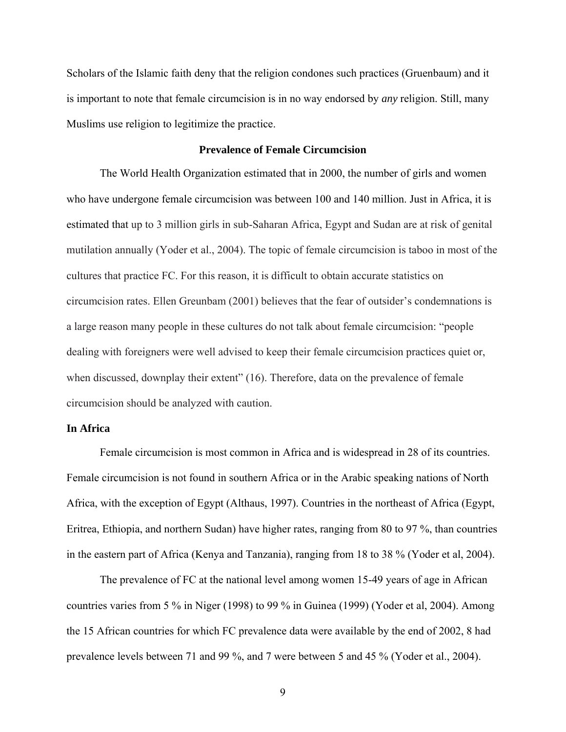Scholars of the Islamic faith deny that the religion condones such practices (Gruenbaum) and it is important to note that female circumcision is in no way endorsed by *any* religion. Still, many Muslims use religion to legitimize the practice.

## Prevalence of Female Circumcision

The World Health Organization estimated that in 2000, the number of girls and women who have undergone female circumcision was between 100 and 140 million. Just in Africa, it is estimated that up to 3 million girls in sub-Saharan Africa, Egypt and Sudan are at risk of genital mutilation annually (Yoder et al., 2004). The topic of female circumcision is taboo in most of the cultures that practice FC. For this reason, it is difficult to obtain accurate statistics on circumcision rates. Ellen Greunbam (2001) believes that the fear of outsider's condemnations is a large reason many people in these cultures do not talk about female circumcision: "people dealing with foreigners were well advised to keep their female circumcision practices quiet or, when discussed, downplay their extent" (16). Therefore, data on the prevalence of female circumcision should be analyzed with caution.

### In Africa

Female circumcision is most common in Africa and is widespread in 28 of its countries. Female circumcision is not found in southern Africa or in the Arabic speaking nations of North Africa, with the exception of Egypt (Althaus, 1997). Countries in the northeast of Africa (Egypt, Eritrea, Ethiopia, and northern Sudan) have higher rates, ranging from 80 to 97 %, than countries in the eastern part of Africa (Kenya and Tanzania), ranging from 18 to 38 % (Yoder et al, 2004).

The prevalence of FC at the national level among women 15-49 years of age in African countries varies from 5 % in Niger (1998) to 99 % in Guinea (1999) (Yoder et al, 2004). Among the 15 African countries for which FC prevalence data were available by the end of 2002, 8 had prevalence levels between 71 and 99 %, and 7 were between 5 and 45 % (Yoder et al., 2004).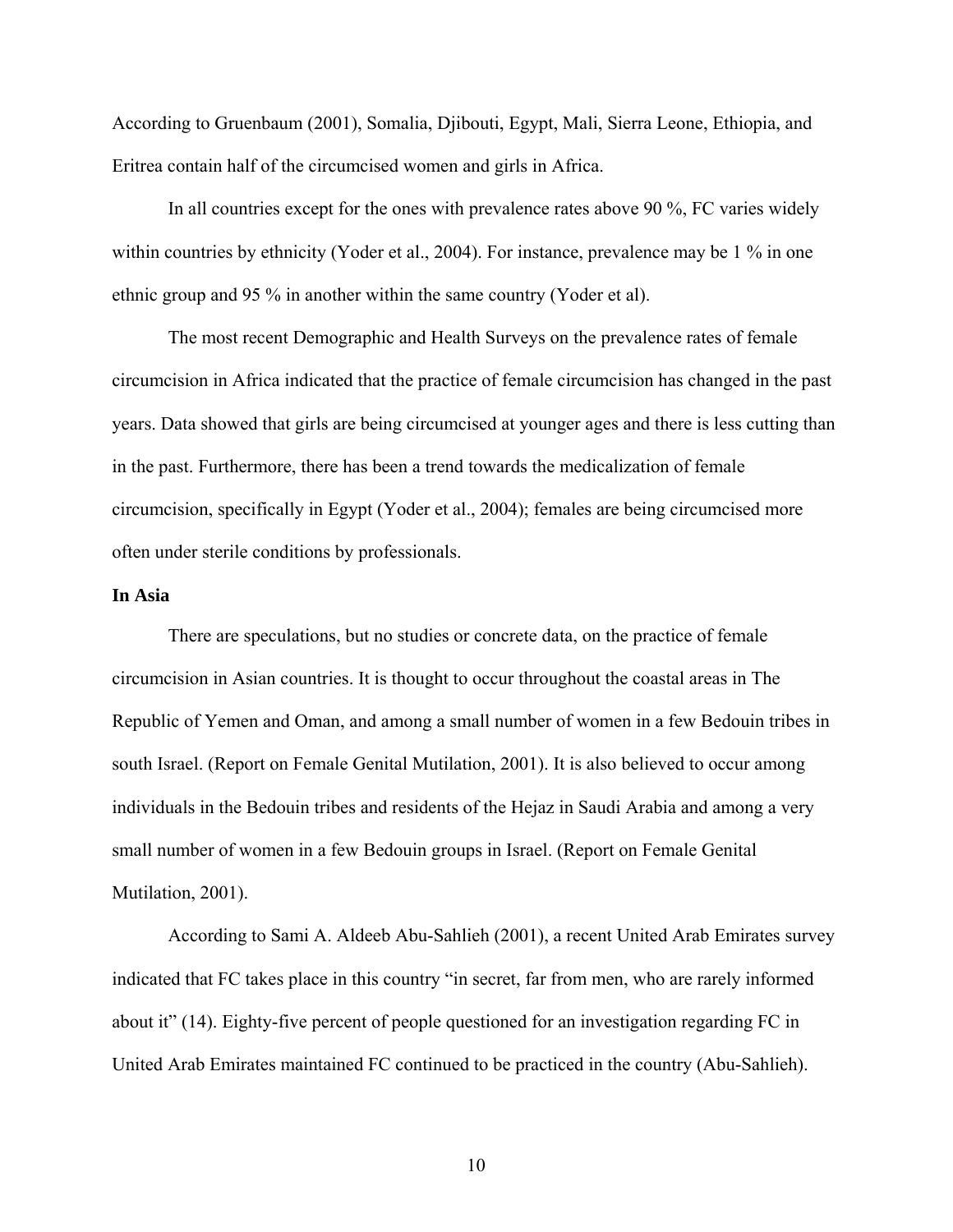According to Gruenbaum (2001), Somalia, Djibouti, Egypt, Mali, Sierra Leone, Ethiopia, and Eritrea contain half of the circumcised women and girls in Africa.

In all countries except for the ones with prevalence rates above 90 %, FC varies widely within countries by ethnicity (Yoder et al., 2004). For instance, prevalence may be 1 % in one ethnic group and 95 % in another within the same country (Yoder et al).

The most recent Demographic and Health Surveys on the prevalence rates of female circumcision in Africa indicated that the practice of female circumcision has changed in the past years. Data showed that girls are being circumcised at younger ages and there is less cutting than in the past. Furthermore, there has been a trend towards the medicalization of female circumcision, specifically in Egypt (Yoder et al., 2004); females are being circumcised more often under sterile conditions by professionals.

**In Asia**

There are speculations, but no studies or concrete data, on the practice of female circumcision in Asian countries. It is thought to occur throughout the coastal areas in The Republic of Yemen and Oman, and among a small number of women in a few Bedouin tribes in south Israel. (Report on Female Genital Mutilation, 2001). It is also believed to occur among individuals in the Bedouin tribes and residents of the Hejaz in Saudi Arabia and among a very small number of women in a few Bedouin groups in Israel. (Report on Female Genital Mutilation, 2001).

According to Sami A. Aldeeb Abu-Sahlieh (2001), a recent United Arab Emirates survey indicated that FC takes place in this country "in secret, far from men, who are rarely informed about it" (14). Eighty-five percent of people questioned for an investigation regarding FC in United Arab Emirates maintained FC continued to be practiced in the country (Abu-Sahlieh).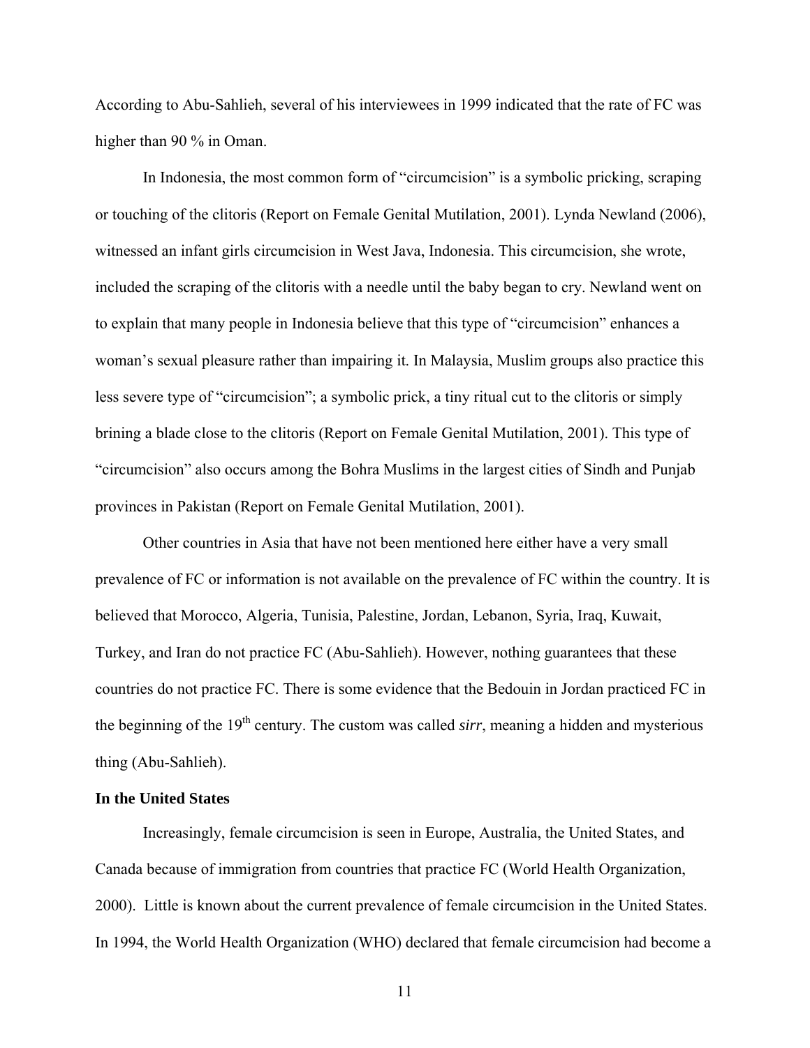According to Abu-Sahlieh, several of his interviewees in 1999 indicated that the rate of FC was higher than 90 % in Oman.

In Indonesia, the most common form of "circumcision" is a symbolic pricking, scraping or touching of the clitoris (Report on Female Genital Mutilation, 2001). Lynda Newland (2006), witnessed an infant girls circumcision in West Java, Indonesia. This circumcision, she wrote, included the scraping of the clitoris with a needle until the baby began to cry. Newland went on to explain that many people in Indonesia believe that this type of "circumcision" enhances a woman's sexual pleasure rather than impairing it. In Malaysia, Muslim groups also practice this less severe type of "circumcision"; a symbolic prick, a tiny ritual cut to the clitoris or simply brining a blade close to the clitoris (Report on Female Genital Mutilation, 2001). This type of "circumcision" also occurs among the Bohra Muslims in the largest cities of Sindh and Punjab provinces in Pakistan (Report on Female Genital Mutilation, 2001).

Other countries in Asia that have not been mentioned here either have a very small prevalence of FC or information is not available on the prevalence of FC within the country. It is believed that Morocco, Algeria, Tunisia, Palestine, Jordan, Lebanon, Syria, Iraq, Kuwait, Turkey, and Iran do not practice FC (Abu-Sahlieh). However, nothing guarantees that these countries do not practice FC. There is some evidence that the Bedouin in Jordan practiced FC in the beginning of the 19th century. The custom was called *sirr*, meaning a hidden and mysterious thing (Abu-Sahlieh).

**In the United States**

Increasingly, female circumcision is seen in Europe, Australia, the United States, and Canada because of immigration from countries that practice FC (World Health Organization, 2000). Little is known about the current prevalence of female circumcision in the United States. In 1994, the World Health Organization (WHO) declared that female circumcision had become a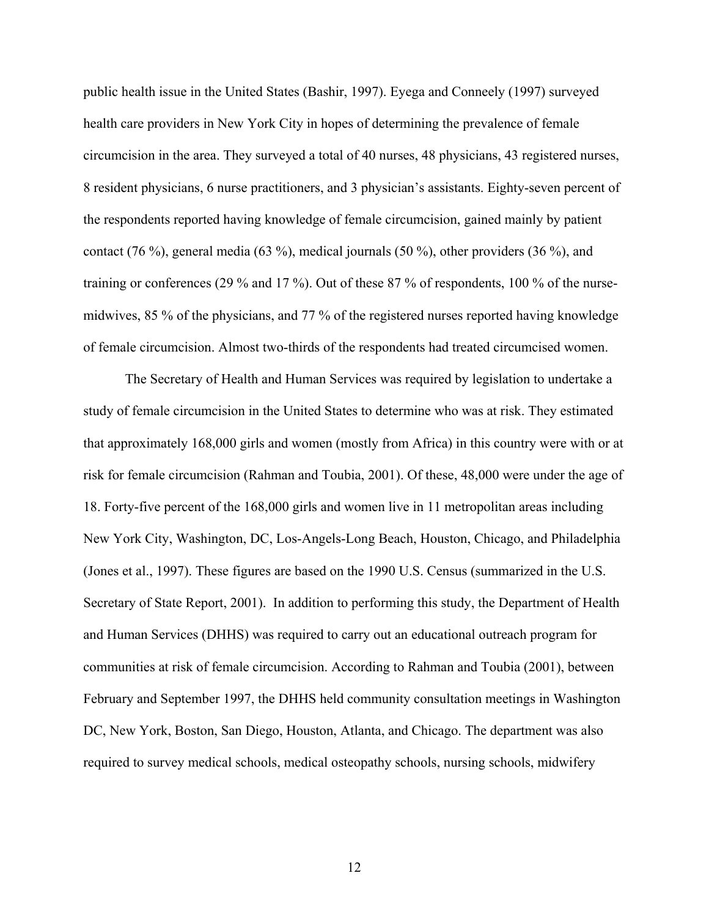public health issue in the United States (Bashir, 1997). Eyega and Conneely (1997) surveyed health care providers in New York City in hopes of determining the prevalence of female circumcision in the area. They surveyed a total of 40 nurses, 48 physicians, 43 registered nurses, 8 resident physicians, 6 nurse practitioners, and 3 physician's assistants. Eighty-seven percent of the respondents reported having knowledge of female circumcision, gained mainly by patient contact (76 %), general media (63 %), medical journals (50 %), other providers (36 %), and training or conferences (29 % and 17 %). Out of these 87 % of respondents, 100 % of the nurse-midwives, 85 % of the physicians, and 77 % of the registered nurses reported having knowledge of female circumcision. Almost two-thirds of the respondents had treated circumcised women.

The Secretary of Health and Human Services was required by legislation to undertake a study of female circumcision in the United States to determine who was at risk. They estimated that approximately 168,000 girls and women (mostly from Africa) in this country were with or at risk for female circumcision (Rahman and Toubia, 2001). Of these, 48,000 were under the age of 18. Forty-five percent of the 168,000 girls and women live in 11 metropolitan areas including New York City, Washington, DC, Los-Angels-Long Beach, Houston, Chicago, and Philadelphia (Jones et al., 1997). These figures are based on the 1990 U.S. Census (summarized in the U.S. Secretary of State Report, 2001). In addition to performing this study, the Department of Health and Human Services (DHHS) was required to carry out an educational outreach program for communities at risk of female circumcision. According to Rahman and Toubia (2001), between February and September 1997, the DHHS held community consultation meetings in Washington DC, New York, Boston, San Diego, Houston, Atlanta, and Chicago. The department was also required to survey medical schools, medical osteopathy schools, nursing schools, midwifery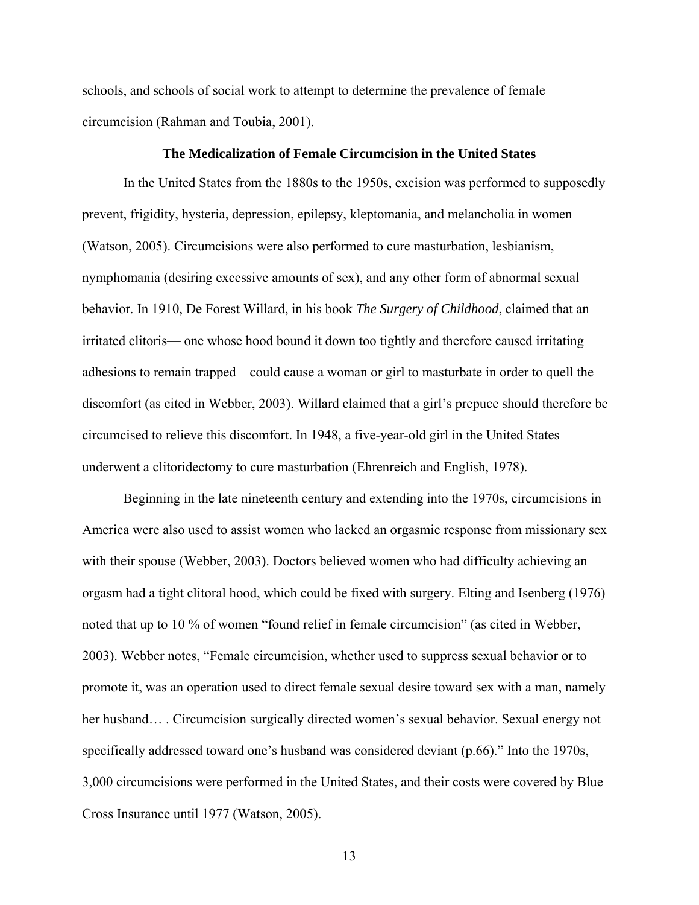schools, and schools of social work to attempt to determine the prevalence of female circumcision (Rahman and Toubia, 2001).

### The Medicalization of Female Circumcision in the United States

In the United States from the 1880s to the 1950s, excision was performed to supposedly prevent, frigidity, hysteria, depression, epilepsy, kleptomania, and melancholia in women (Watson, 2005). Circumcisions were also performed to cure masturbation, lesbianism, nymphomania (desiring excessive amounts of sex), and any other form of abnormal sexual behavior. In 1910, De Forest Willard, in his book *The Surgery of Childhood*, claimed that an irritated clitoris— one whose hood bound it down too tightly and therefore caused irritating adhesions to remain trapped—could cause a woman or girl to masturbate in order to quell the discomfort (as cited in Webber, 2003). Willard claimed that a girl's prepuce should therefore be circumcised to relieve this discomfort. In 1948, a five-year-old girl in the United States underwent a clitoridectomy to cure masturbation (Ehrenreich and English, 1978).

Beginning in the late nineteenth century and extending into the 1970s, circumcisions in America were also used to assist women who lacked an orgasmic response from missionary sex with their spouse (Webber, 2003). Doctors believed women who had difficulty achieving an orgasm had a tight clitoral hood, which could be fixed with surgery. Elting and Isenberg (1976) noted that up to 10 % of women "found relief in female circumcision" (as cited in Webber, 2003). Webber notes, "Female circumcision, whether used to suppress sexual behavior or to promote it, was an operation used to direct female sexual desire toward sex with a man, namely her husband… . Circumcision surgically directed women's sexual behavior. Sexual energy not specifically addressed toward one's husband was considered deviant (p.66)." Into the 1970s, 3,000 circumcisions were performed in the United States, and their costs were covered by Blue Cross Insurance until 1977 (Watson, 2005).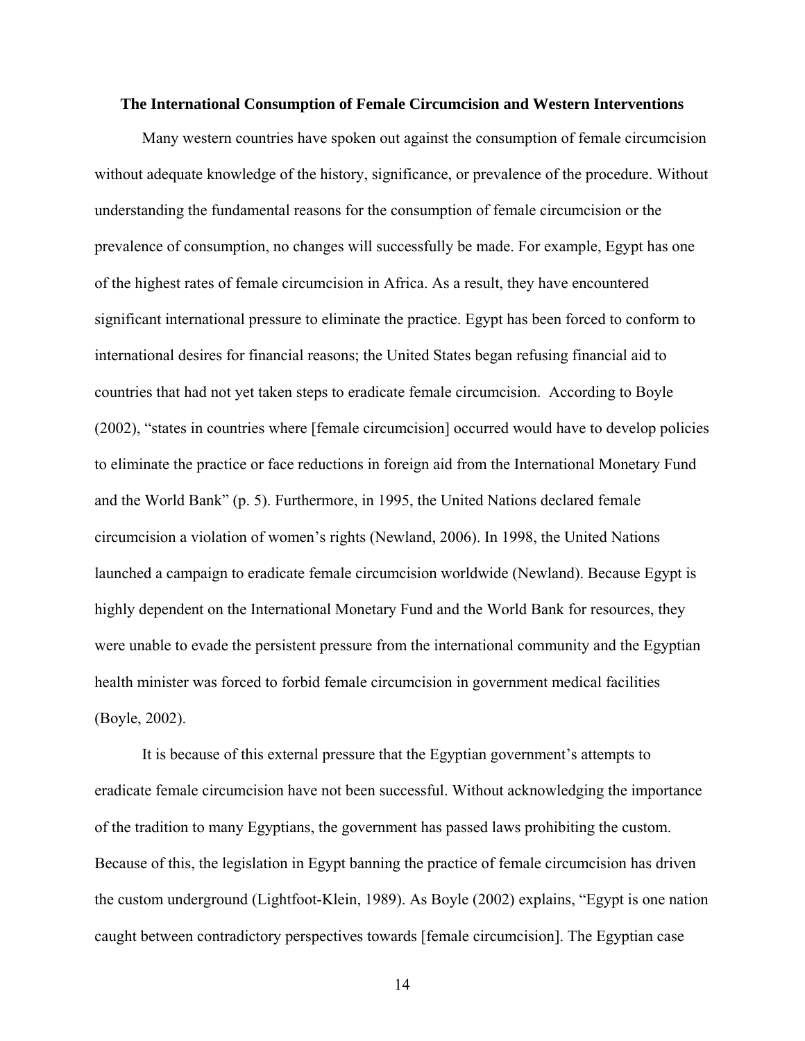## The International Consumption of Female Circumcision and Western Interventions

Many western countries have spoken out against the consumption of female circumcision without adequate knowledge of the history, significance, or prevalence of the procedure. Without understanding the fundamental reasons for the consumption of female circumcision or the prevalence of consumption, no changes will successfully be made. For example, Egypt has one of the highest rates of female circumcision in Africa. As a result, they have encountered significant international pressure to eliminate the practice. Egypt has been forced to conform to international desires for financial reasons; the United States began refusing financial aid to countries that had not yet taken steps to eradicate female circumcision. According to Boyle (2002), "states in countries where [female circumcision] occurred would have to develop policies to eliminate the practice or face reductions in foreign aid from the International Monetary Fund and the World Bank" (p. 5). Furthermore, in 1995, the United Nations declared female circumcision a violation of women's rights (Newland, 2006). In 1998, the United Nations launched a campaign to eradicate female circumcision worldwide (Newland). Because Egypt is highly dependent on the International Monetary Fund and the World Bank for resources, they were unable to evade the persistent pressure from the international community and the Egyptian health minister was forced to forbid female circumcision in government medical facilities (Boyle, 2002).

It is because of this external pressure that the Egyptian government's attempts to eradicate female circumcision have not been successful. Without acknowledging the importance of the tradition to many Egyptians, the government has passed laws prohibiting the custom. Because of this, the legislation in Egypt banning the practice of female circumcision has driven the custom underground (Lightfoot-Klein, 1989). As Boyle (2002) explains, "Egypt is one nation caught between contradictory perspectives towards [female circumcision]. The Egyptian case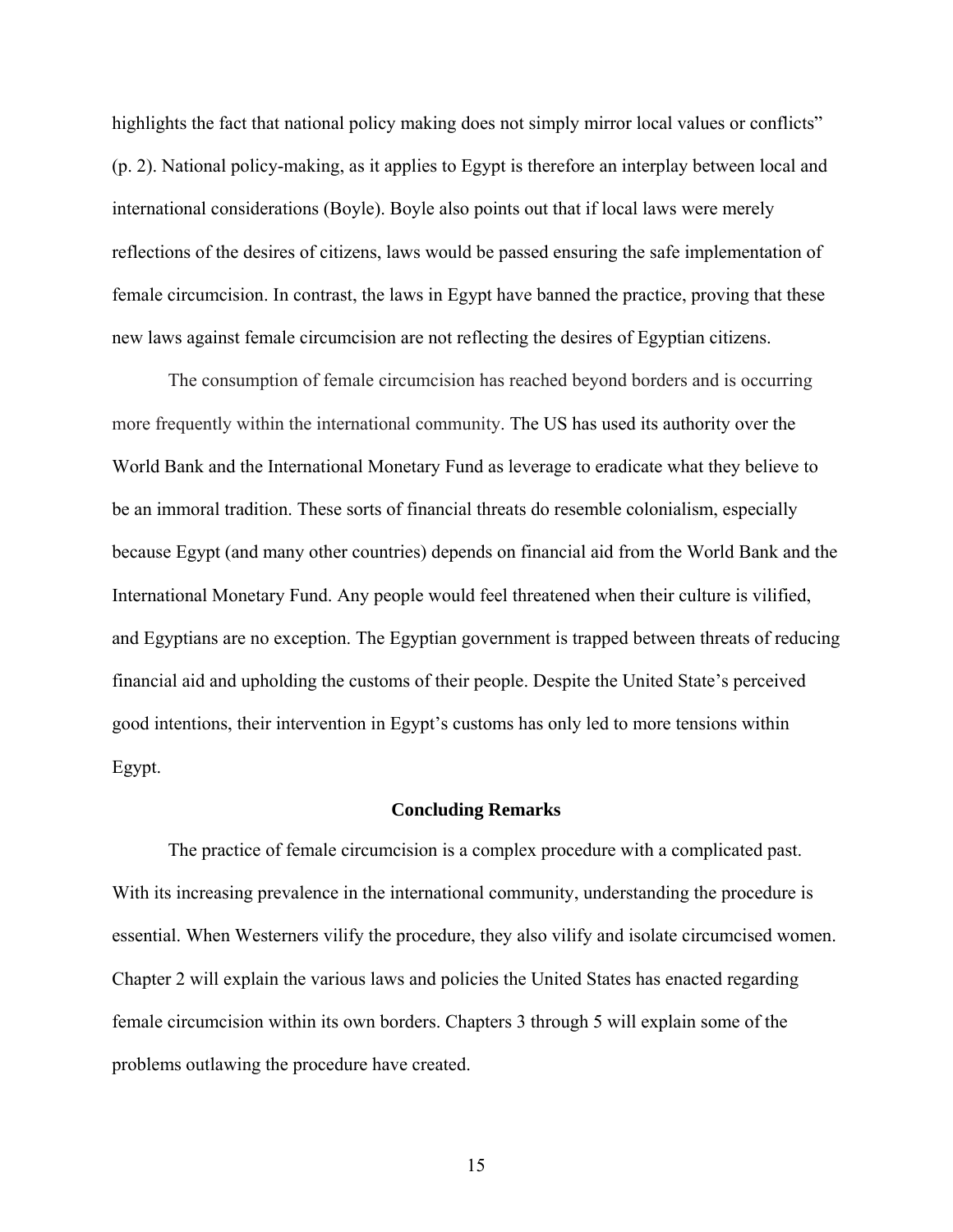highlights the fact that national policy making does not simply mirror local values or conflicts" (p. 2). National policy-making, as it applies to Egypt is therefore an interplay between local and international considerations (Boyle). Boyle also points out that if local laws were merely reflections of the desires of citizens, laws would be passed ensuring the safe implementation of female circumcision. In contrast, the laws in Egypt have banned the practice, proving that these new laws against female circumcision are not reflecting the desires of Egyptian citizens.

The consumption of female circumcision has reached beyond borders and is occurring more frequently within the international community. The US has used its authority over the World Bank and the International Monetary Fund as leverage to eradicate what they believe to be an immoral tradition. These sorts of financial threats do resemble colonialism, especially because Egypt (and many other countries) depends on financial aid from the World Bank and the International Monetary Fund. Any people would feel threatened when their culture is vilified, and Egyptians are no exception. The Egyptian government is trapped between threats of reducing financial aid and upholding the customs of their people. Despite the United State's perceived good intentions, their intervention in Egypt's customs has only led to more tensions within Egypt.

## Concluding Remarks

The practice of female circumcision is a complex procedure with a complicated past. With its increasing prevalence in the international community, understanding the procedure is essential. When Westerners vilify the procedure, they also vilify and isolate circumcised women. Chapter 2 will explain the various laws and policies the United States has enacted regarding female circumcision within its own borders. Chapters 3 through 5 will explain some of the problems outlawing the procedure have created.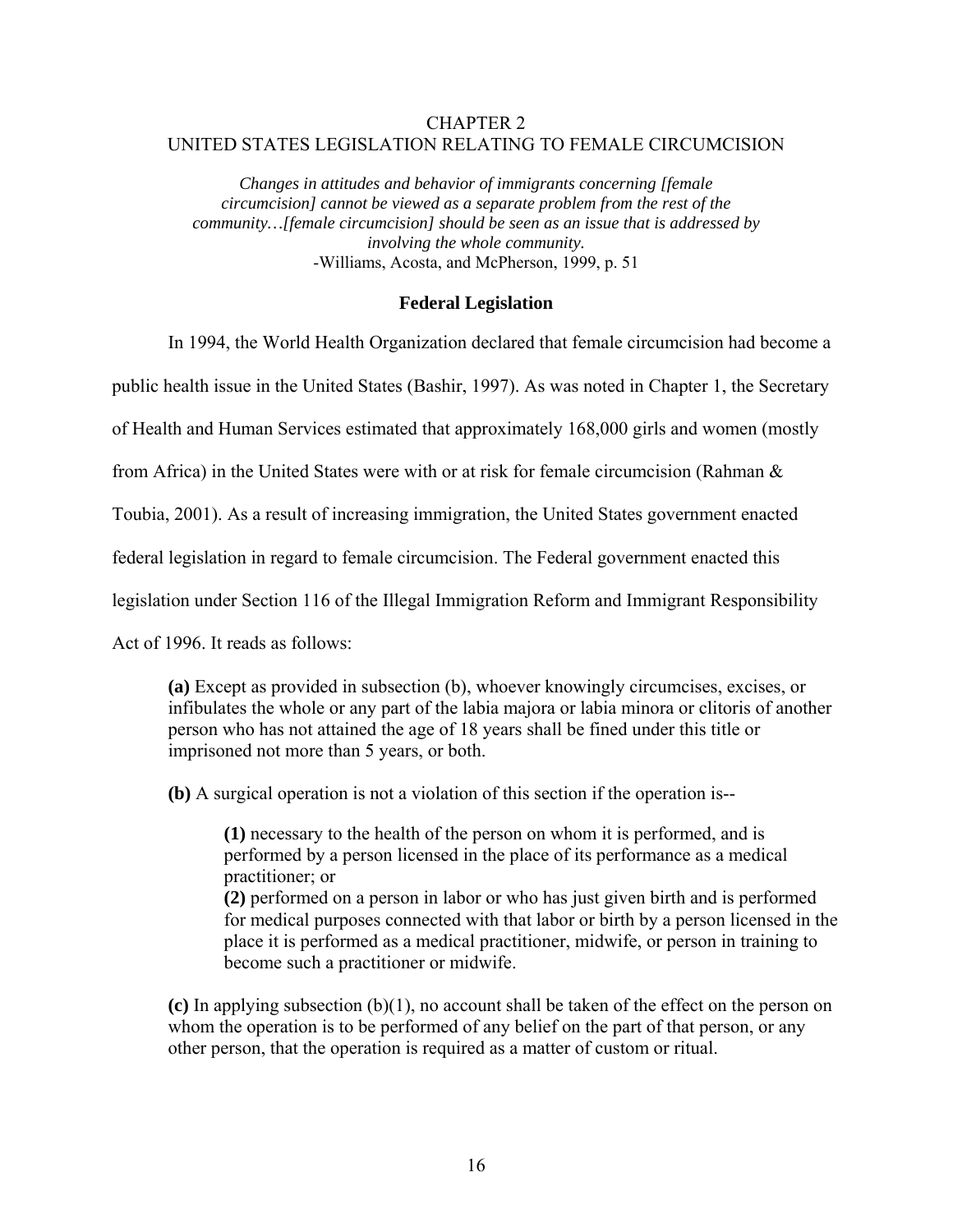# CHAPTER 2
# UNITED STATES LEGISLATION RELATING TO FEMALE CIRCUMCISION

*Changes in attitudes and behavior of immigrants concerning [female circumcision] cannot be viewed as a separate problem from the rest of the community…[female circumcision] should be seen as an issue that is addressed by involving the whole community.*
-Williams, Acosta, and McPherson, 1999, p. 51

## Federal Legislation

In 1994, the World Health Organization declared that female circumcision had become a public health issue in the United States (Bashir, 1997). As was noted in Chapter 1, the Secretary of Health and Human Services estimated that approximately 168,000 girls and women (mostly from Africa) in the United States were with or at risk for female circumcision (Rahman & Toubia, 2001). As a result of increasing immigration, the United States government enacted federal legislation in regard to female circumcision. The Federal government enacted this legislation under Section 116 of the Illegal Immigration Reform and Immigrant Responsibility Act of 1996. It reads as follows:

> **(a)** Except as provided in subsection (b), whoever knowingly circumcises, excises, or infibulates the whole or any part of the labia majora or labia minora or clitoris of another person who has not attained the age of 18 years shall be fined under this title or imprisoned not more than 5 years, or both.
>
> **(b)** A surgical operation is not a violation of this section if the operation is--
>
> > **(1)** necessary to the health of the person on whom it is performed, and is performed by a person licensed in the place of its performance as a medical practitioner; or
> > **(2)** performed on a person in labor or who has just given birth and is performed for medical purposes connected with that labor or birth by a person licensed in the place it is performed as a medical practitioner, midwife, or person in training to become such a practitioner or midwife.
>
> **(c)** In applying subsection (b)(1), no account shall be taken of the effect on the person on whom the operation is to be performed of any belief on the part of that person, or any other person, that the operation is required as a matter of custom or ritual.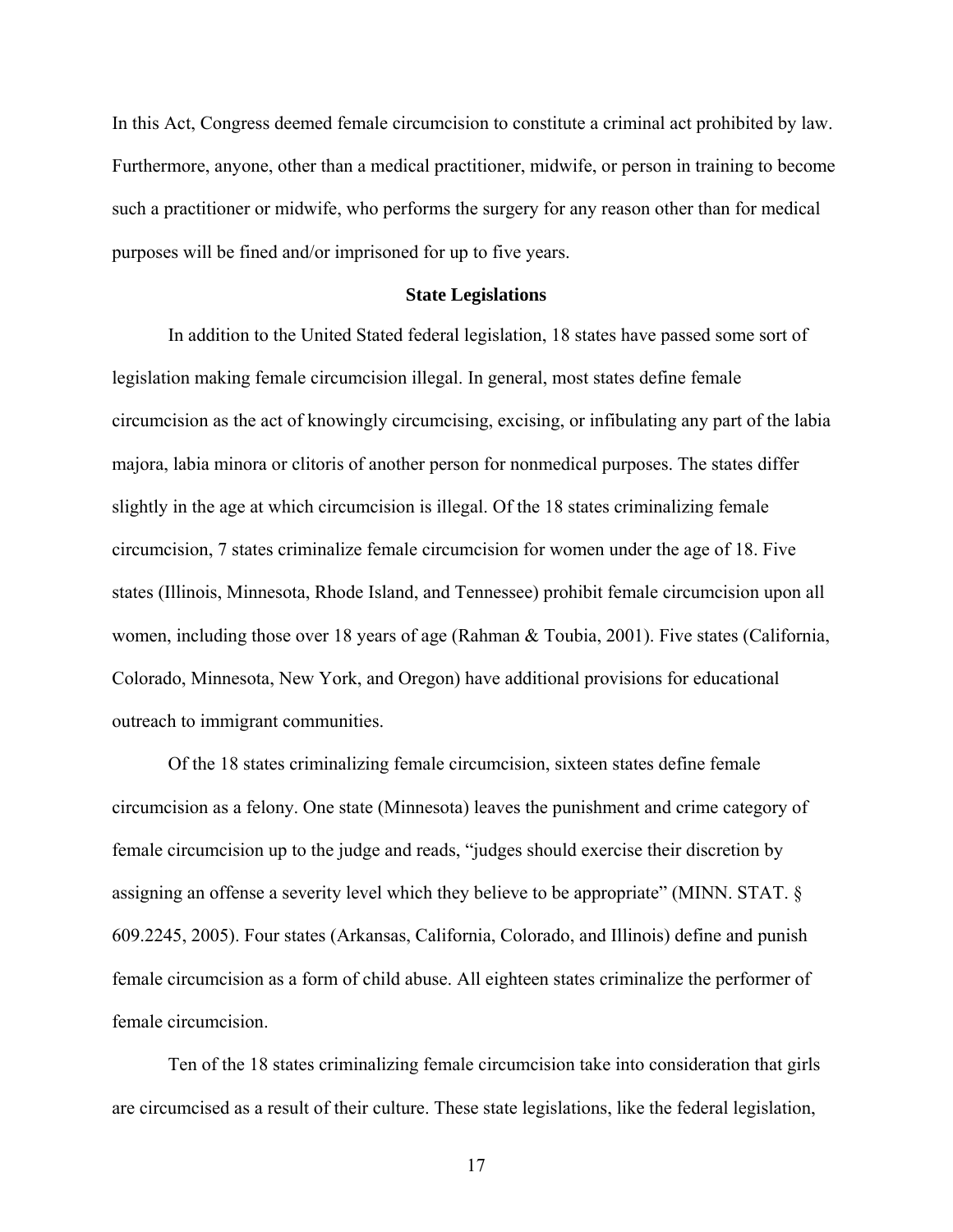In this Act, Congress deemed female circumcision to constitute a criminal act prohibited by law. Furthermore, anyone, other than a medical practitioner, midwife, or person in training to become such a practitioner or midwife, who performs the surgery for any reason other than for medical purposes will be fined and/or imprisoned for up to five years.

### State Legislations

In addition to the United Stated federal legislation, 18 states have passed some sort of legislation making female circumcision illegal. In general, most states define female circumcision as the act of knowingly circumcising, excising, or infibulating any part of the labia majora, labia minora or clitoris of another person for nonmedical purposes. The states differ slightly in the age at which circumcision is illegal. Of the 18 states criminalizing female circumcision, 7 states criminalize female circumcision for women under the age of 18. Five states (Illinois, Minnesota, Rhode Island, and Tennessee) prohibit female circumcision upon all women, including those over 18 years of age (Rahman & Toubia, 2001). Five states (California, Colorado, Minnesota, New York, and Oregon) have additional provisions for educational outreach to immigrant communities.

Of the 18 states criminalizing female circumcision, sixteen states define female circumcision as a felony. One state (Minnesota) leaves the punishment and crime category of female circumcision up to the judge and reads, "judges should exercise their discretion by assigning an offense a severity level which they believe to be appropriate" (MINN. STAT. § 609.2245, 2005). Four states (Arkansas, California, Colorado, and Illinois) define and punish female circumcision as a form of child abuse. All eighteen states criminalize the performer of female circumcision.

Ten of the 18 states criminalizing female circumcision take into consideration that girls are circumcised as a result of their culture. These state legislations, like the federal legislation,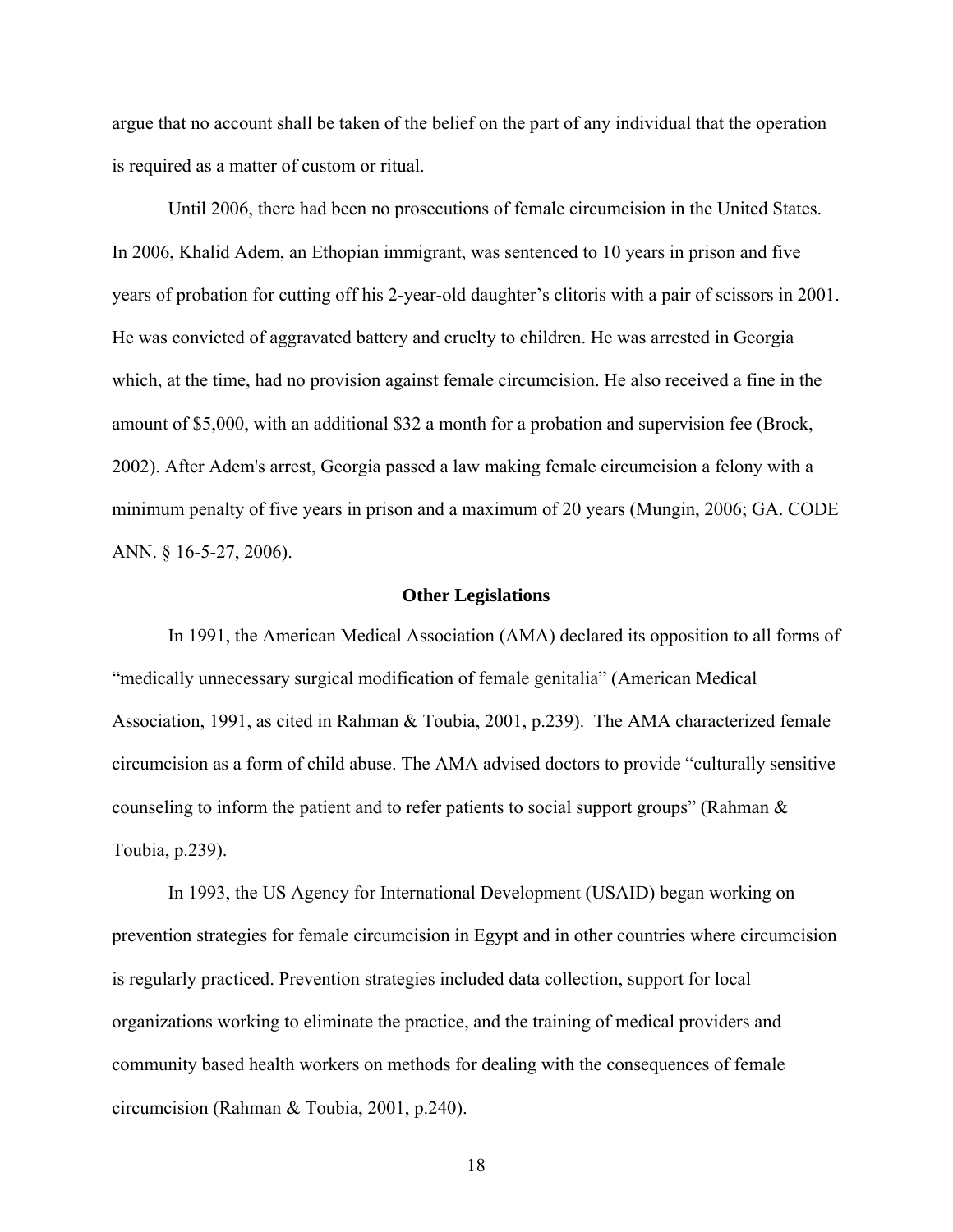argue that no account shall be taken of the belief on the part of any individual that the operation is required as a matter of custom or ritual.

Until 2006, there had been no prosecutions of female circumcision in the United States. In 2006, Khalid Adem, an Ethiopian immigrant, was sentenced to 10 years in prison and five years of probation for cutting off his 2-year-old daughter's clitoris with a pair of scissors in 2001. He was convicted of aggravated battery and cruelty to children. He was arrested in Georgia which, at the time, had no provision against female circumcision. He also received a fine in the amount of $5,000, with an additional $32 a month for a probation and supervision fee (Brock, 2002). After Adem's arrest, Georgia passed a law making female circumcision a felony with a minimum penalty of five years in prison and a maximum of 20 years (Mungin, 2006; GA. CODE ANN. § 16-5-27, 2006).

## Other Legislations

In 1991, the American Medical Association (AMA) declared its opposition to all forms of "medically unnecessary surgical modification of female genitalia" (American Medical Association, 1991, as cited in Rahman & Toubia, 2001, p.239). The AMA characterized female circumcision as a form of child abuse. The AMA advised doctors to provide "culturally sensitive counseling to inform the patient and to refer patients to social support groups" (Rahman & Toubia, p.239).

In 1993, the US Agency for International Development (USAID) began working on prevention strategies for female circumcision in Egypt and in other countries where circumcision is regularly practiced. Prevention strategies included data collection, support for local organizations working to eliminate the practice, and the training of medical providers and community based health workers on methods for dealing with the consequences of female circumcision (Rahman & Toubia, 2001, p.240).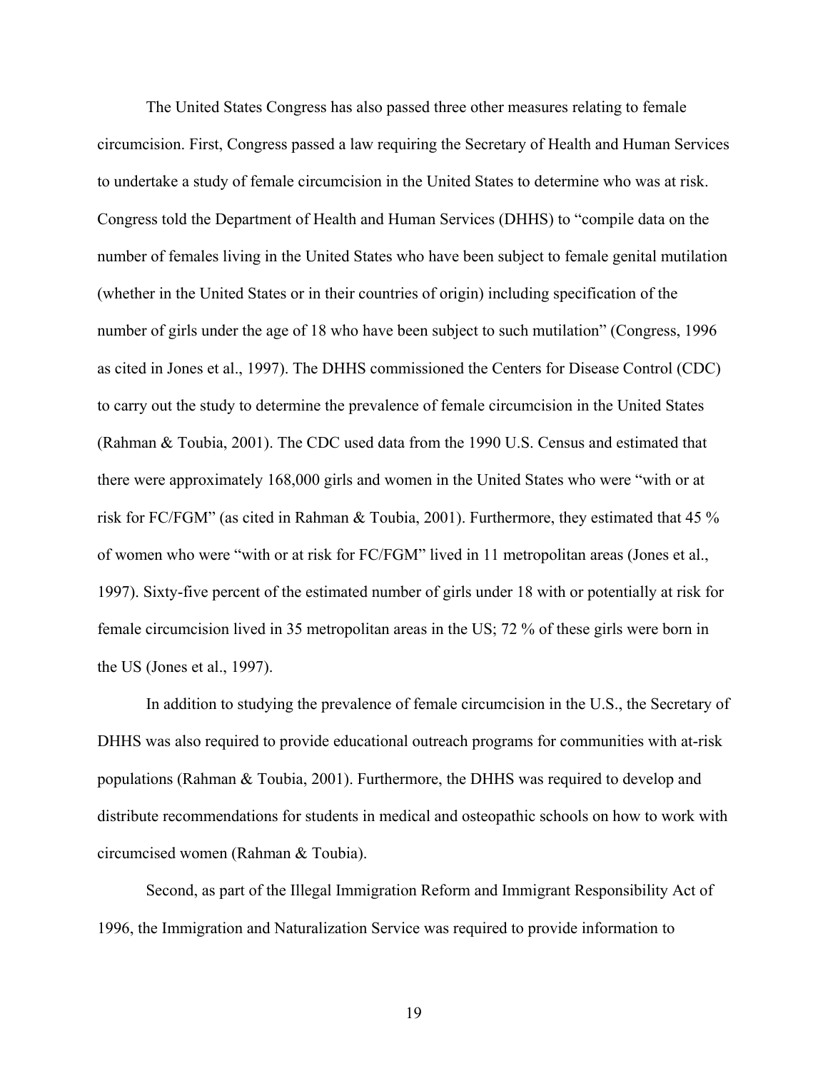The United States Congress has also passed three other measures relating to female circumcision. First, Congress passed a law requiring the Secretary of Health and Human Services to undertake a study of female circumcision in the United States to determine who was at risk. Congress told the Department of Health and Human Services (DHHS) to "compile data on the number of females living in the United States who have been subject to female genital mutilation (whether in the United States or in their countries of origin) including specification of the number of girls under the age of 18 who have been subject to such mutilation" (Congress, 1996 as cited in Jones et al., 1997). The DHHS commissioned the Centers for Disease Control (CDC) to carry out the study to determine the prevalence of female circumcision in the United States (Rahman & Toubia, 2001). The CDC used data from the 1990 U.S. Census and estimated that there were approximately 168,000 girls and women in the United States who were "with or at risk for FC/FGM" (as cited in Rahman & Toubia, 2001). Furthermore, they estimated that 45 % of women who were "with or at risk for FC/FGM" lived in 11 metropolitan areas (Jones et al., 1997). Sixty-five percent of the estimated number of girls under 18 with or potentially at risk for female circumcision lived in 35 metropolitan areas in the US; 72 % of these girls were born in the US (Jones et al., 1997).

In addition to studying the prevalence of female circumcision in the U.S., the Secretary of DHHS was also required to provide educational outreach programs for communities with at-risk populations (Rahman & Toubia, 2001). Furthermore, the DHHS was required to develop and distribute recommendations for students in medical and osteopathic schools on how to work with circumcised women (Rahman & Toubia).

Second, as part of the Illegal Immigration Reform and Immigrant Responsibility Act of 1996, the Immigration and Naturalization Service was required to provide information to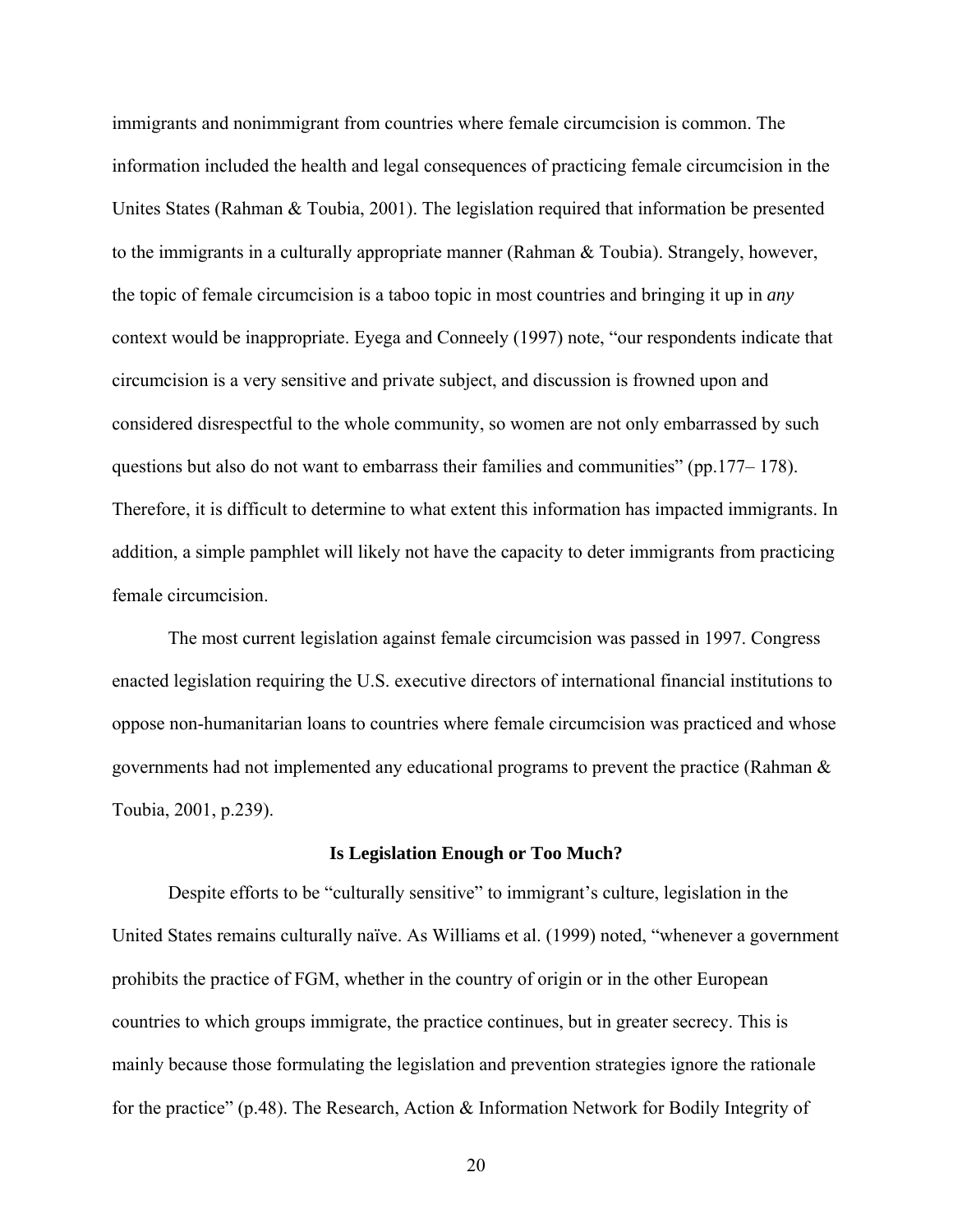immigrants and nonimmigrant from countries where female circumcision is common. The information included the health and legal consequences of practicing female circumcision in the Unites States (Rahman & Toubia, 2001). The legislation required that information be presented to the immigrants in a culturally appropriate manner (Rahman & Toubia). Strangely, however, the topic of female circumcision is a taboo topic in most countries and bringing it up in *any* context would be inappropriate. Eyega and Conneely (1997) note, "our respondents indicate that circumcision is a very sensitive and private subject, and discussion is frowned upon and considered disrespectful to the whole community, so women are not only embarrassed by such questions but also do not want to embarrass their families and communities" (pp.177– 178). Therefore, it is difficult to determine to what extent this information has impacted immigrants. In addition, a simple pamphlet will likely not have the capacity to deter immigrants from practicing female circumcision.

The most current legislation against female circumcision was passed in 1997. Congress enacted legislation requiring the U.S. executive directors of international financial institutions to oppose non-humanitarian loans to countries where female circumcision was practiced and whose governments had not implemented any educational programs to prevent the practice (Rahman & Toubia, 2001, p.239).

### Is Legislation Enough or Too Much?

Despite efforts to be "culturally sensitive" to immigrant's culture, legislation in the United States remains culturally naïve. As Williams et al. (1999) noted, "whenever a government prohibits the practice of FGM, whether in the country of origin or in the other European countries to which groups immigrate, the practice continues, but in greater secrecy. This is mainly because those formulating the legislation and prevention strategies ignore the rationale for the practice" (p.48). The Research, Action & Information Network for Bodily Integrity of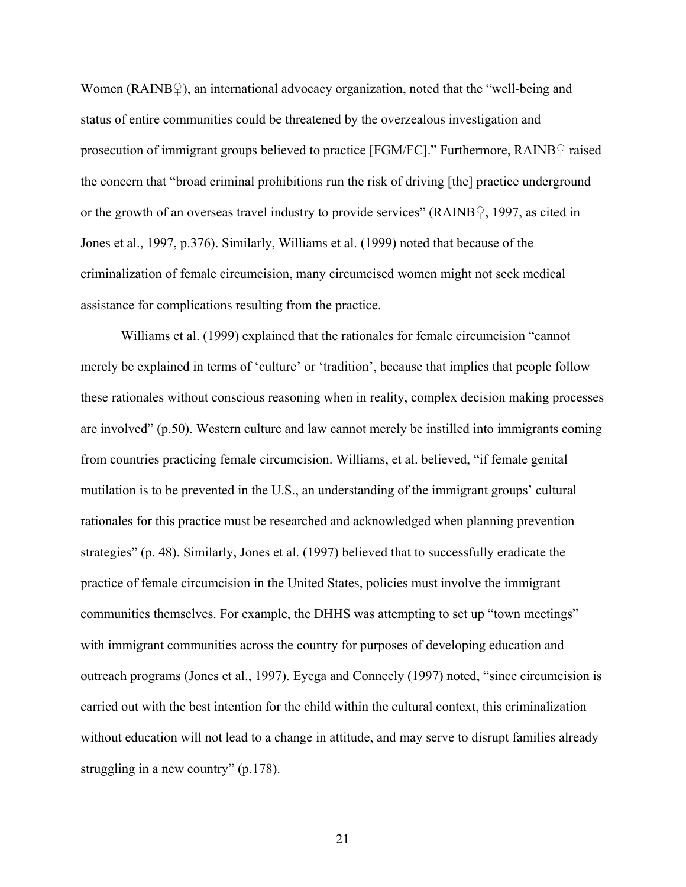Women (RAINB♀), an international advocacy organization, noted that the "well-being and status of entire communities could be threatened by the overzealous investigation and prosecution of immigrant groups believed to practice [FGM/FC]." Furthermore, RAINB♀ raised the concern that "broad criminal prohibitions run the risk of driving [the] practice underground or the growth of an overseas travel industry to provide services" (RAINB♀, 1997, as cited in Jones et al., 1997, p.376). Similarly, Williams et al. (1999) noted that because of the criminalization of female circumcision, many circumcised women might not seek medical assistance for complications resulting from the practice.

Williams et al. (1999) explained that the rationales for female circumcision "cannot merely be explained in terms of 'culture' or 'tradition', because that implies that people follow these rationales without conscious reasoning when in reality, complex decision making processes are involved" (p.50). Western culture and law cannot merely be instilled into immigrants coming from countries practicing female circumcision. Williams, et al. believed, "if female genital mutilation is to be prevented in the U.S., an understanding of the immigrant groups' cultural rationales for this practice must be researched and acknowledged when planning prevention strategies" (p. 48). Similarly, Jones et al. (1997) believed that to successfully eradicate the practice of female circumcision in the United States, policies must involve the immigrant communities themselves. For example, the DHHS was attempting to set up "town meetings" with immigrant communities across the country for purposes of developing education and outreach programs (Jones et al., 1997). Eyega and Conneely (1997) noted, "since circumcision is carried out with the best intention for the child within the cultural context, this criminalization without education will not lead to a change in attitude, and may serve to disrupt families already struggling in a new country" (p.178).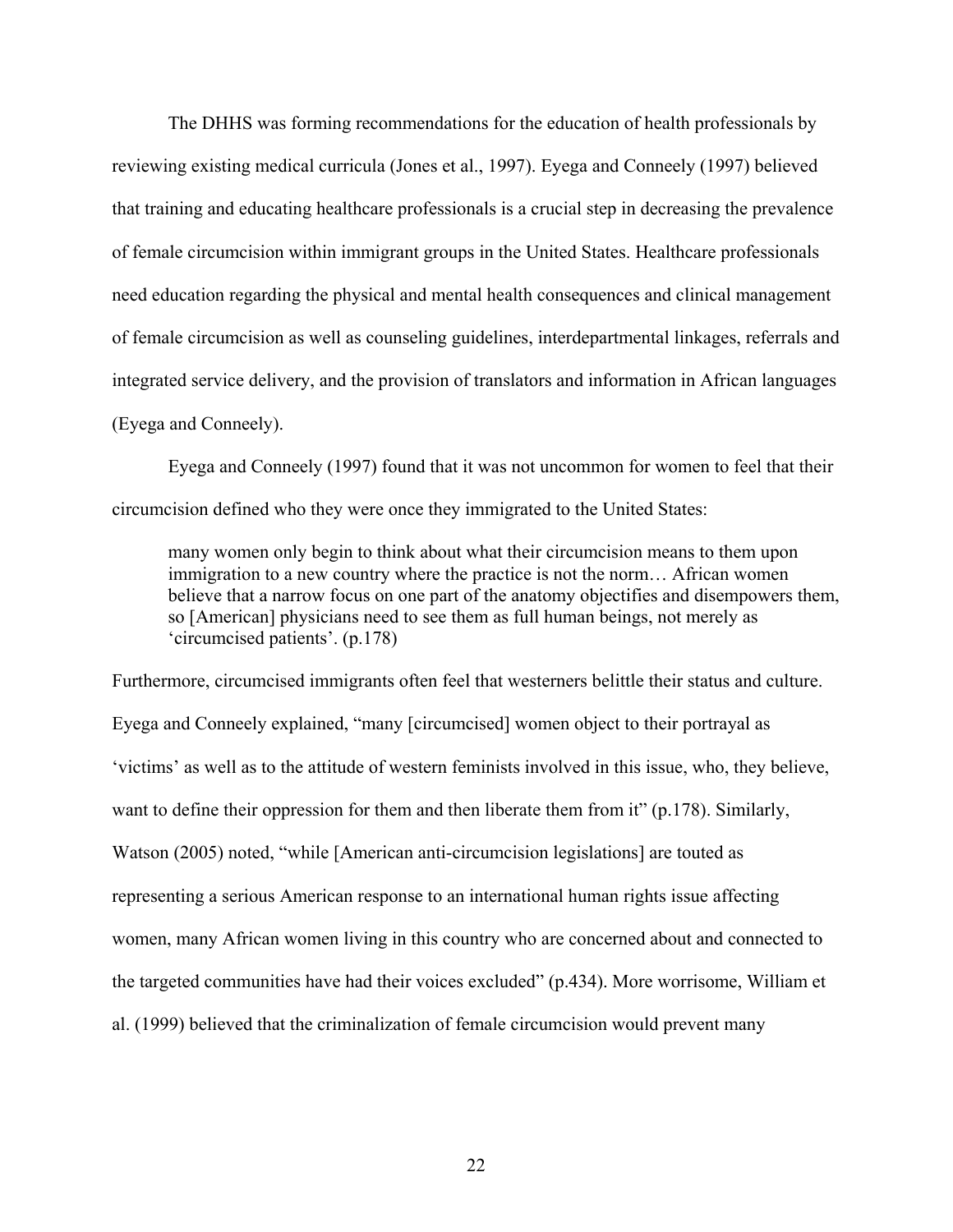The DHHS was forming recommendations for the education of health professionals by reviewing existing medical curricula (Jones et al., 1997). Eyega and Conneely (1997) believed that training and educating healthcare professionals is a crucial step in decreasing the prevalence of female circumcision within immigrant groups in the United States. Healthcare professionals need education regarding the physical and mental health consequences and clinical management of female circumcision as well as counseling guidelines, interdepartmental linkages, referrals and integrated service delivery, and the provision of translators and information in African languages (Eyega and Conneely).

Eyega and Conneely (1997) found that it was not uncommon for women to feel that their circumcision defined who they were once they immigrated to the United States:

> many women only begin to think about what their circumcision means to them upon immigration to a new country where the practice is not the norm… African women believe that a narrow focus on one part of the anatomy objectifies and disempowers them, so [American] physicians need to see them as full human beings, not merely as 'circumcised patients'. (p.178)

Furthermore, circumcised immigrants often feel that westerners belittle their status and culture. Eyega and Conneely explained, "many [circumcised] women object to their portrayal as 'victims' as well as to the attitude of western feminists involved in this issue, who, they believe, want to define their oppression for them and then liberate them from it" (p.178). Similarly, Watson (2005) noted, "while [American anti-circumcision legislations] are touted as representing a serious American response to an international human rights issue affecting women, many African women living in this country who are concerned about and connected to the targeted communities have had their voices excluded" (p.434). More worrisome, William et al. (1999) believed that the criminalization of female circumcision would prevent many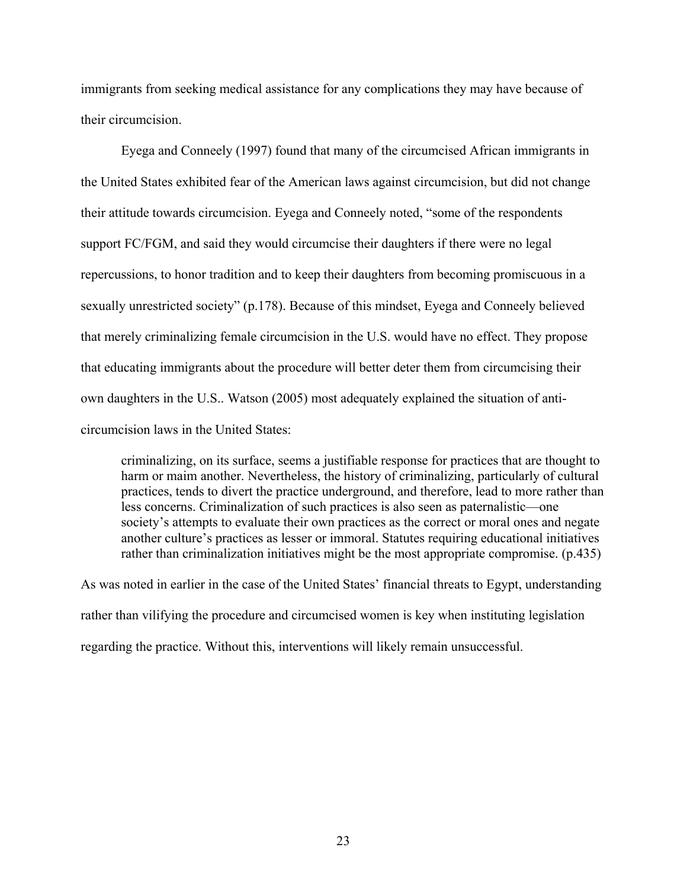immigrants from seeking medical assistance for any complications they may have because of their circumcision.

Eyega and Conneely (1997) found that many of the circumcised African immigrants in the United States exhibited fear of the American laws against circumcision, but did not change their attitude towards circumcision. Eyega and Conneely noted, "some of the respondents support FC/FGM, and said they would circumcise their daughters if there were no legal repercussions, to honor tradition and to keep their daughters from becoming promiscuous in a sexually unrestricted society" (p.178). Because of this mindset, Eyega and Conneely believed that merely criminalizing female circumcision in the U.S. would have no effect. They propose that educating immigrants about the procedure will better deter them from circumcising their own daughters in the U.S.. Watson (2005) most adequately explained the situation of anti-circumcision laws in the United States:

> criminalizing, on its surface, seems a justifiable response for practices that are thought to harm or maim another. Nevertheless, the history of criminalizing, particularly of cultural practices, tends to divert the practice underground, and therefore, lead to more rather than less concerns. Criminalization of such practices is also seen as paternalistic—one society's attempts to evaluate their own practices as the correct or moral ones and negate another culture's practices as lesser or immoral. Statutes requiring educational initiatives rather than criminalization initiatives might be the most appropriate compromise. (p.435)

As was noted in earlier in the case of the United States' financial threats to Egypt, understanding rather than vilifying the procedure and circumcised women is key when instituting legislation regarding the practice. Without this, interventions will likely remain unsuccessful.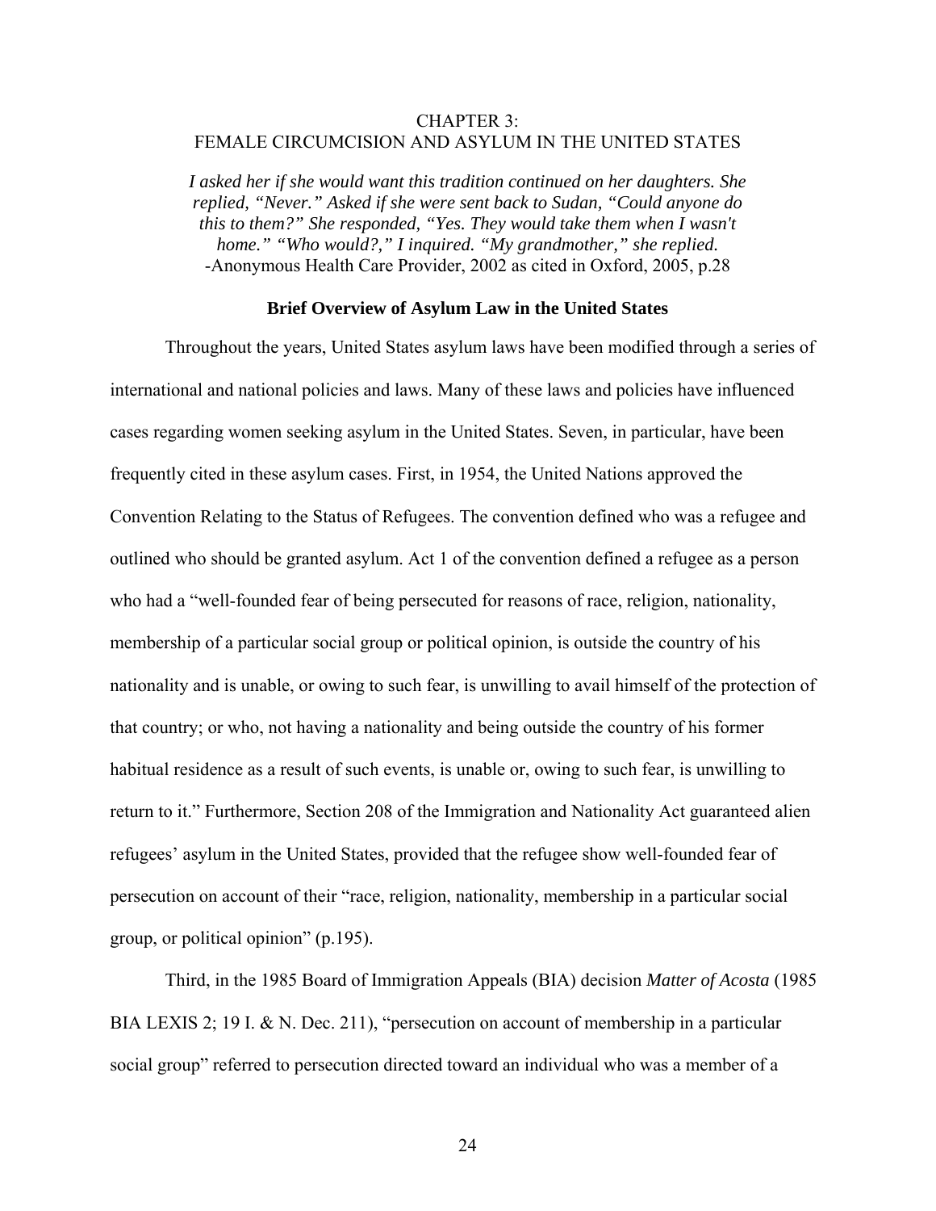# CHAPTER 3:
# FEMALE CIRCUMCISION AND ASYLUM IN THE UNITED STATES

*I asked her if she would want this tradition continued on her daughters. She replied, "Never." Asked if she were sent back to Sudan, "Could anyone do this to them?" She responded, "Yes. They would take them when I wasn't home." "Who would?," I inquired. "My grandmother," she replied.*
-Anonymous Health Care Provider, 2002 as cited in Oxford, 2005, p.28

## Brief Overview of Asylum Law in the United States

Throughout the years, United States asylum laws have been modified through a series of international and national policies and laws. Many of these laws and policies have influenced cases regarding women seeking asylum in the United States. Seven, in particular, have been frequently cited in these asylum cases. First, in 1954, the United Nations approved the Convention Relating to the Status of Refugees. The convention defined who was a refugee and outlined who should be granted asylum. Act 1 of the convention defined a refugee as a person who had a "well-founded fear of being persecuted for reasons of race, religion, nationality, membership of a particular social group or political opinion, is outside the country of his nationality and is unable, or owing to such fear, is unwilling to avail himself of the protection of that country; or who, not having a nationality and being outside the country of his former habitual residence as a result of such events, is unable or, owing to such fear, is unwilling to return to it." Furthermore, Section 208 of the Immigration and Nationality Act guaranteed alien refugees' asylum in the United States, provided that the refugee show well-founded fear of persecution on account of their "race, religion, nationality, membership in a particular social group, or political opinion" (p.195).

Third, in the 1985 Board of Immigration Appeals (BIA) decision *Matter of Acosta* (1985 BIA LEXIS 2; 19 I. & N. Dec. 211), "persecution on account of membership in a particular social group" referred to persecution directed toward an individual who was a member of a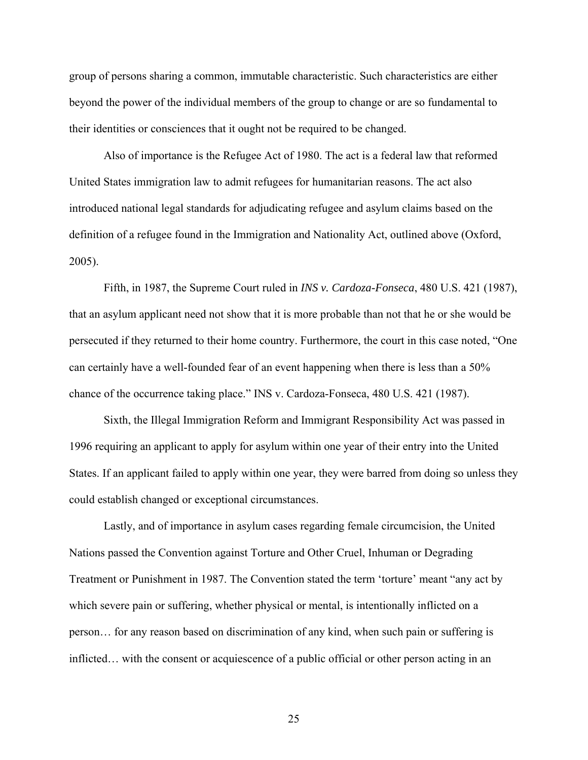group of persons sharing a common, immutable characteristic. Such characteristics are either beyond the power of the individual members of the group to change or are so fundamental to their identities or consciences that it ought not be required to be changed.

Also of importance is the Refugee Act of 1980. The act is a federal law that reformed United States immigration law to admit refugees for humanitarian reasons. The act also introduced national legal standards for adjudicating refugee and asylum claims based on the definition of a refugee found in the Immigration and Nationality Act, outlined above (Oxford, 2005).

Fifth, in 1987, the Supreme Court ruled in *INS v. Cardoza-Fonseca*, 480 U.S. 421 (1987), that an asylum applicant need not show that it is more probable than not that he or she would be persecuted if they returned to their home country. Furthermore, the court in this case noted, "One can certainly have a well-founded fear of an event happening when there is less than a 50% chance of the occurrence taking place." INS v. Cardoza-Fonseca, 480 U.S. 421 (1987).

Sixth, the Illegal Immigration Reform and Immigrant Responsibility Act was passed in 1996 requiring an applicant to apply for asylum within one year of their entry into the United States. If an applicant failed to apply within one year, they were barred from doing so unless they could establish changed or exceptional circumstances.

Lastly, and of importance in asylum cases regarding female circumcision, the United Nations passed the Convention against Torture and Other Cruel, Inhuman or Degrading Treatment or Punishment in 1987. The Convention stated the term 'torture' meant "any act by which severe pain or suffering, whether physical or mental, is intentionally inflicted on a person… for any reason based on discrimination of any kind, when such pain or suffering is inflicted… with the consent or acquiescence of a public official or other person acting in an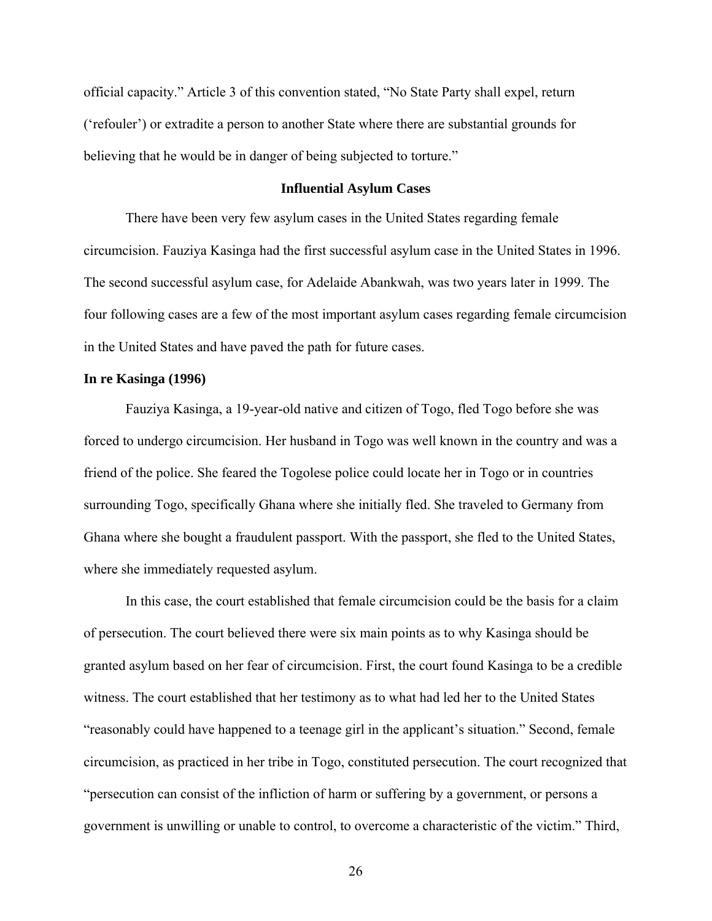official capacity." Article 3 of this convention stated, "No State Party shall expel, return ('refouler') or extradite a person to another State where there are substantial grounds for believing that he would be in danger of being subjected to torture."

## Influential Asylum Cases

There have been very few asylum cases in the United States regarding female circumcision. Fauziya Kasinga had the first successful asylum case in the United States in 1996. The second successful asylum case, for Adelaide Abankwah, was two years later in 1999. The four following cases are a few of the most important asylum cases regarding female circumcision in the United States and have paved the path for future cases.

### In re Kasinga (1996)

Fauziya Kasinga, a 19-year-old native and citizen of Togo, fled Togo before she was forced to undergo circumcision. Her husband in Togo was well known in the country and was a friend of the police. She feared the Togolese police could locate her in Togo or in countries surrounding Togo, specifically Ghana where she initially fled. She traveled to Germany from Ghana where she bought a fraudulent passport. With the passport, she fled to the United States, where she immediately requested asylum.

In this case, the court established that female circumcision could be the basis for a claim of persecution. The court believed there were six main points as to why Kasinga should be granted asylum based on her fear of circumcision. First, the court found Kasinga to be a credible witness. The court established that her testimony as to what had led her to the United States "reasonably could have happened to a teenage girl in the applicant's situation." Second, female circumcision, as practiced in her tribe in Togo, constituted persecution. The court recognized that "persecution can consist of the infliction of harm or suffering by a government, or persons a government is unwilling or unable to control, to overcome a characteristic of the victim." Third,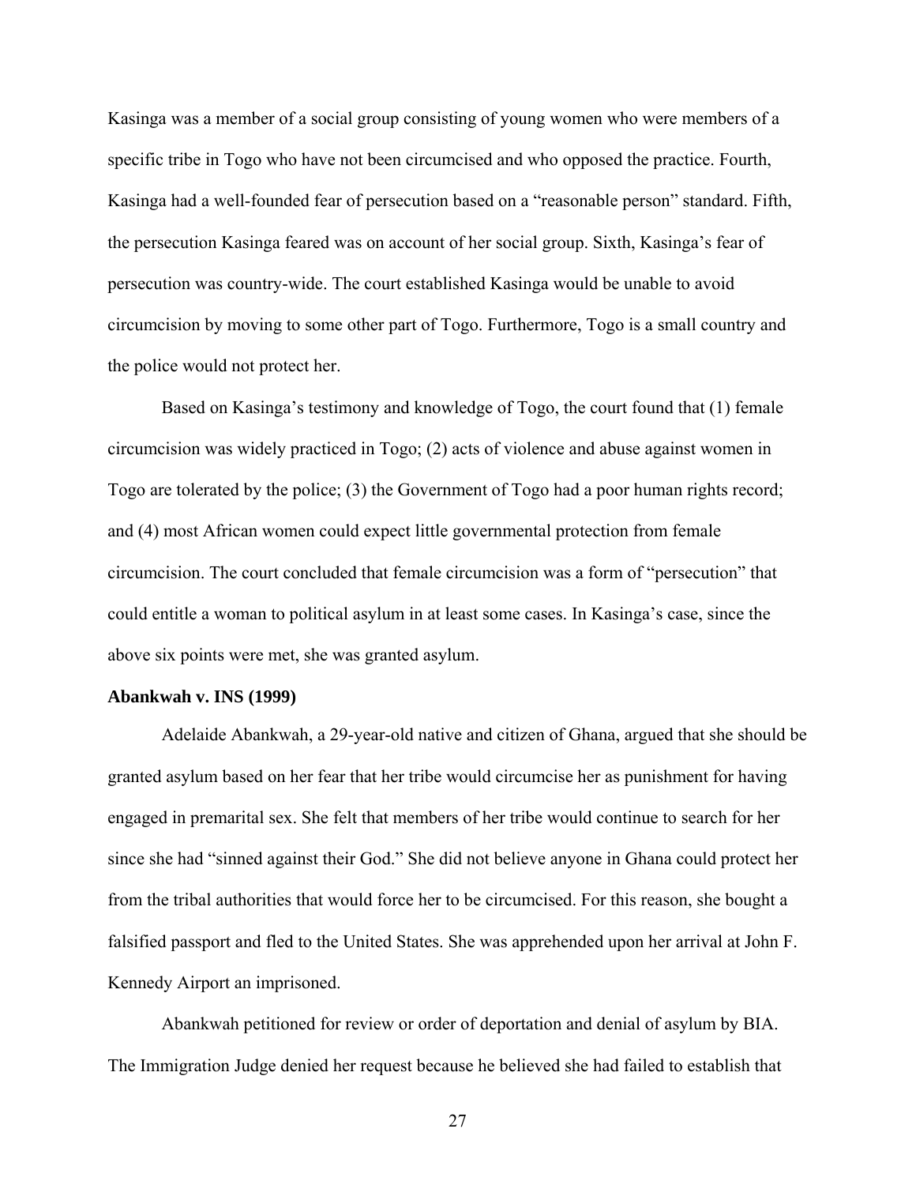Kasinga was a member of a social group consisting of young women who were members of a specific tribe in Togo who have not been circumcised and who opposed the practice. Fourth, Kasinga had a well-founded fear of persecution based on a "reasonable person" standard. Fifth, the persecution Kasinga feared was on account of her social group. Sixth, Kasinga's fear of persecution was country-wide. The court established Kasinga would be unable to avoid circumcision by moving to some other part of Togo. Furthermore, Togo is a small country and the police would not protect her.

Based on Kasinga's testimony and knowledge of Togo, the court found that (1) female circumcision was widely practiced in Togo; (2) acts of violence and abuse against women in Togo are tolerated by the police; (3) the Government of Togo had a poor human rights record; and (4) most African women could expect little governmental protection from female circumcision. The court concluded that female circumcision was a form of "persecution" that could entitle a woman to political asylum in at least some cases. In Kasinga's case, since the above six points were met, she was granted asylum.

**Abankwah v. INS (1999)**

Adelaide Abankwah, a 29-year-old native and citizen of Ghana, argued that she should be granted asylum based on her fear that her tribe would circumcise her as punishment for having engaged in premarital sex. She felt that members of her tribe would continue to search for her since she had "sinned against their God." She did not believe anyone in Ghana could protect her from the tribal authorities that would force her to be circumcised. For this reason, she bought a falsified passport and fled to the United States. She was apprehended upon her arrival at John F. Kennedy Airport an imprisoned.

Abankwah petitioned for review or order of deportation and denial of asylum by BIA. The Immigration Judge denied her request because he believed she had failed to establish that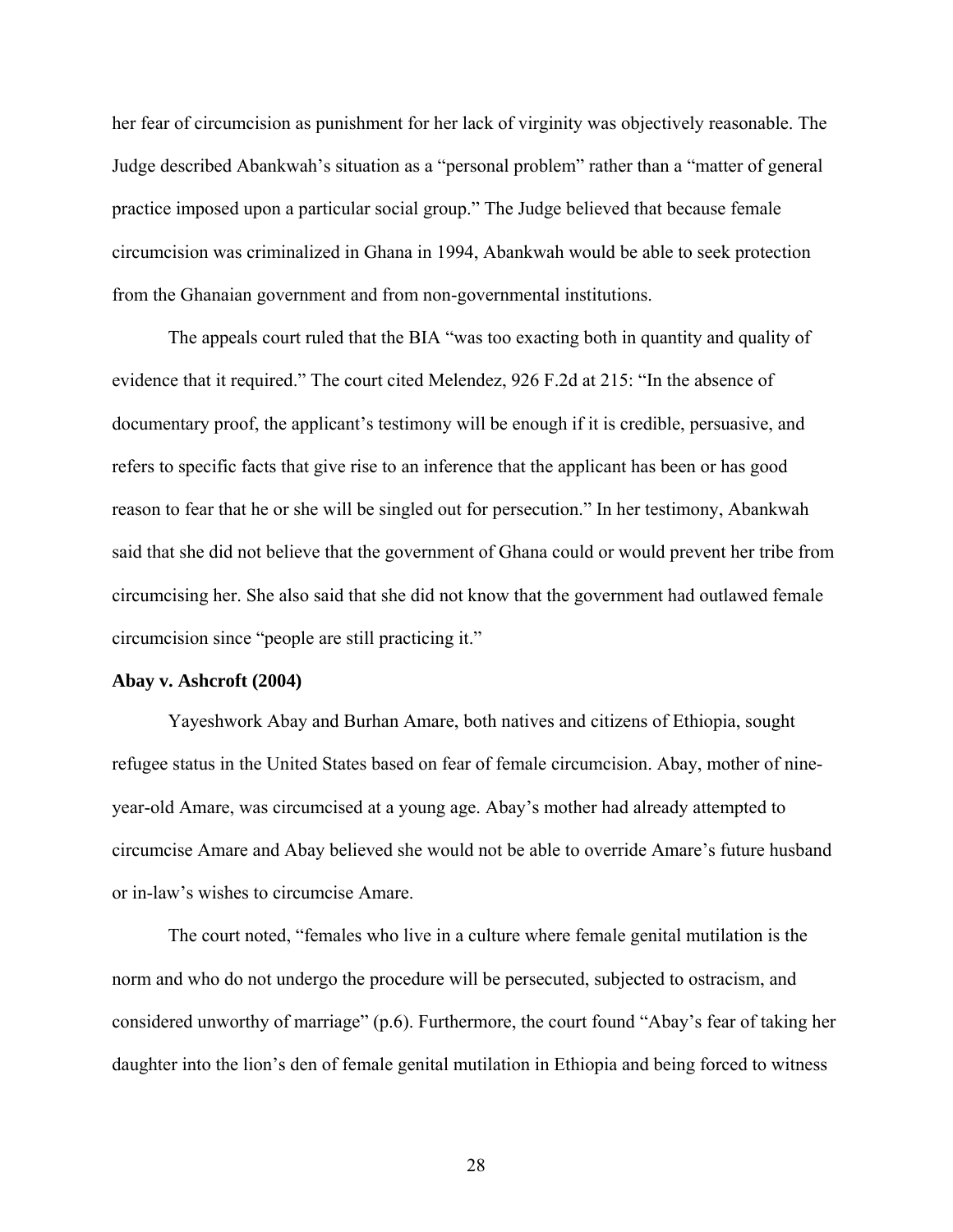her fear of circumcision as punishment for her lack of virginity was objectively reasonable. The Judge described Abankwah's situation as a "personal problem" rather than a "matter of general practice imposed upon a particular social group." The Judge believed that because female circumcision was criminalized in Ghana in 1994, Abankwah would be able to seek protection from the Ghanaian government and from non-governmental institutions.

The appeals court ruled that the BIA "was too exacting both in quantity and quality of evidence that it required." The court cited Melendez, 926 F.2d at 215: "In the absence of documentary proof, the applicant's testimony will be enough if it is credible, persuasive, and refers to specific facts that give rise to an inference that the applicant has been or has good reason to fear that he or she will be singled out for persecution." In her testimony, Abankwah said that she did not believe that the government of Ghana could or would prevent her tribe from circumcising her. She also said that she did not know that the government had outlawed female circumcision since "people are still practicing it."

**Abay v. Ashcroft (2004)**

Yayeshwork Abay and Burhan Amare, both natives and citizens of Ethiopia, sought refugee status in the United States based on fear of female circumcision. Abay, mother of nine-year-old Amare, was circumcised at a young age. Abay's mother had already attempted to circumcise Amare and Abay believed she would not be able to override Amare's future husband or in-law's wishes to circumcise Amare.

The court noted, "females who live in a culture where female genital mutilation is the norm and who do not undergo the procedure will be persecuted, subjected to ostracism, and considered unworthy of marriage" (p.6). Furthermore, the court found "Abay's fear of taking her daughter into the lion's den of female genital mutilation in Ethiopia and being forced to witness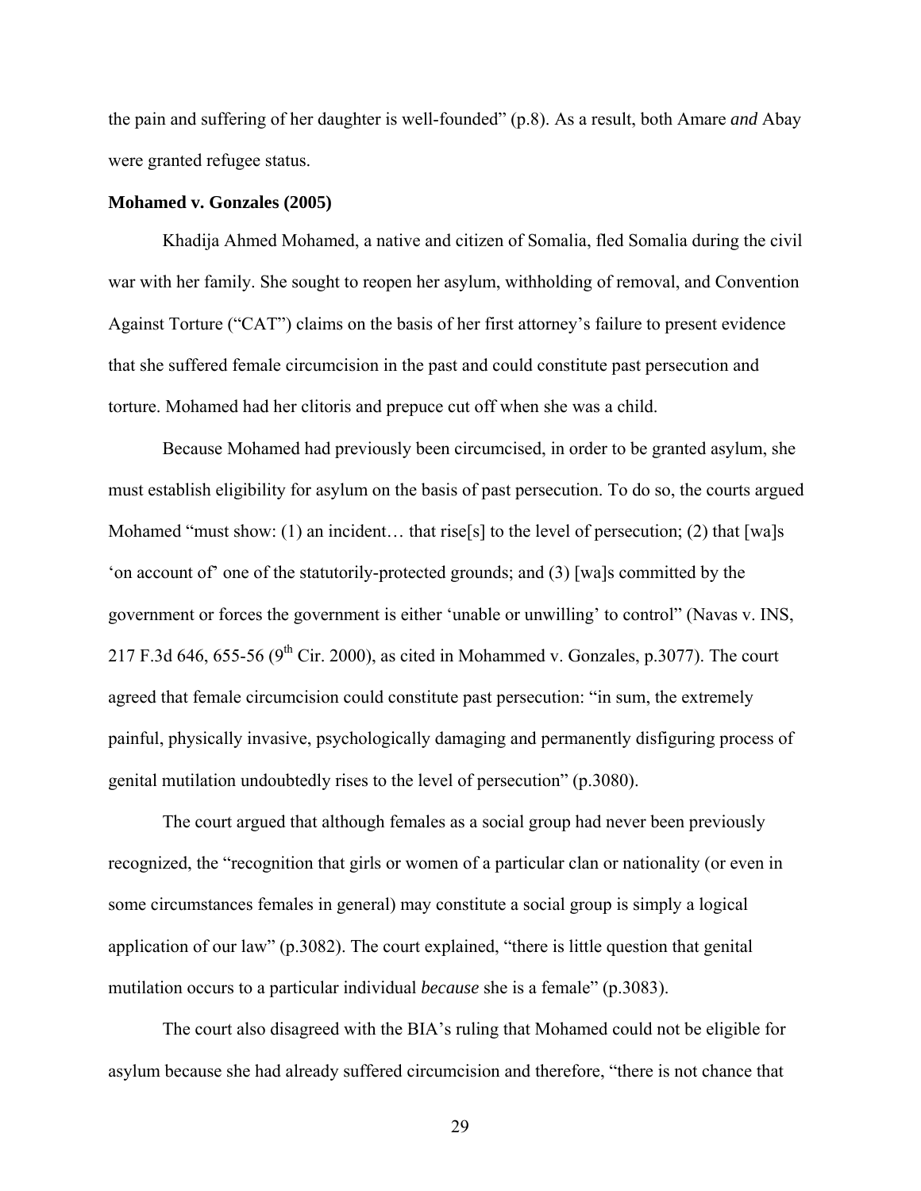the pain and suffering of her daughter is well-founded" (p.8). As a result, both Amare *and* Abay were granted refugee status.

**Mohamed v. Gonzales (2005)**

Khadija Ahmed Mohamed, a native and citizen of Somalia, fled Somalia during the civil war with her family. She sought to reopen her asylum, withholding of removal, and Convention Against Torture ("CAT") claims on the basis of her first attorney's failure to present evidence that she suffered female circumcision in the past and could constitute past persecution and torture. Mohamed had her clitoris and prepuce cut off when she was a child.

Because Mohamed had previously been circumcised, in order to be granted asylum, she must establish eligibility for asylum on the basis of past persecution. To do so, the courts argued Mohamed "must show: (1) an incident… that rise[s] to the level of persecution; (2) that [wa]s 'on account of' one of the statutorily-protected grounds; and (3) [wa]s committed by the government or forces the government is either 'unable or unwilling' to control" (Navas v. INS, 217 F.3d 646, 655-56 (9th Cir. 2000), as cited in Mohammed v. Gonzales, p.3077). The court agreed that female circumcision could constitute past persecution: "in sum, the extremely painful, physically invasive, psychologically damaging and permanently disfiguring process of genital mutilation undoubtedly rises to the level of persecution" (p.3080).

The court argued that although females as a social group had never been previously recognized, the "recognition that girls or women of a particular clan or nationality (or even in some circumstances females in general) may constitute a social group is simply a logical application of our law" (p.3082). The court explained, "there is little question that genital mutilation occurs to a particular individual *because* she is a female" (p.3083).

The court also disagreed with the BIA's ruling that Mohamed could not be eligible for asylum because she had already suffered circumcision and therefore, "there is not chance that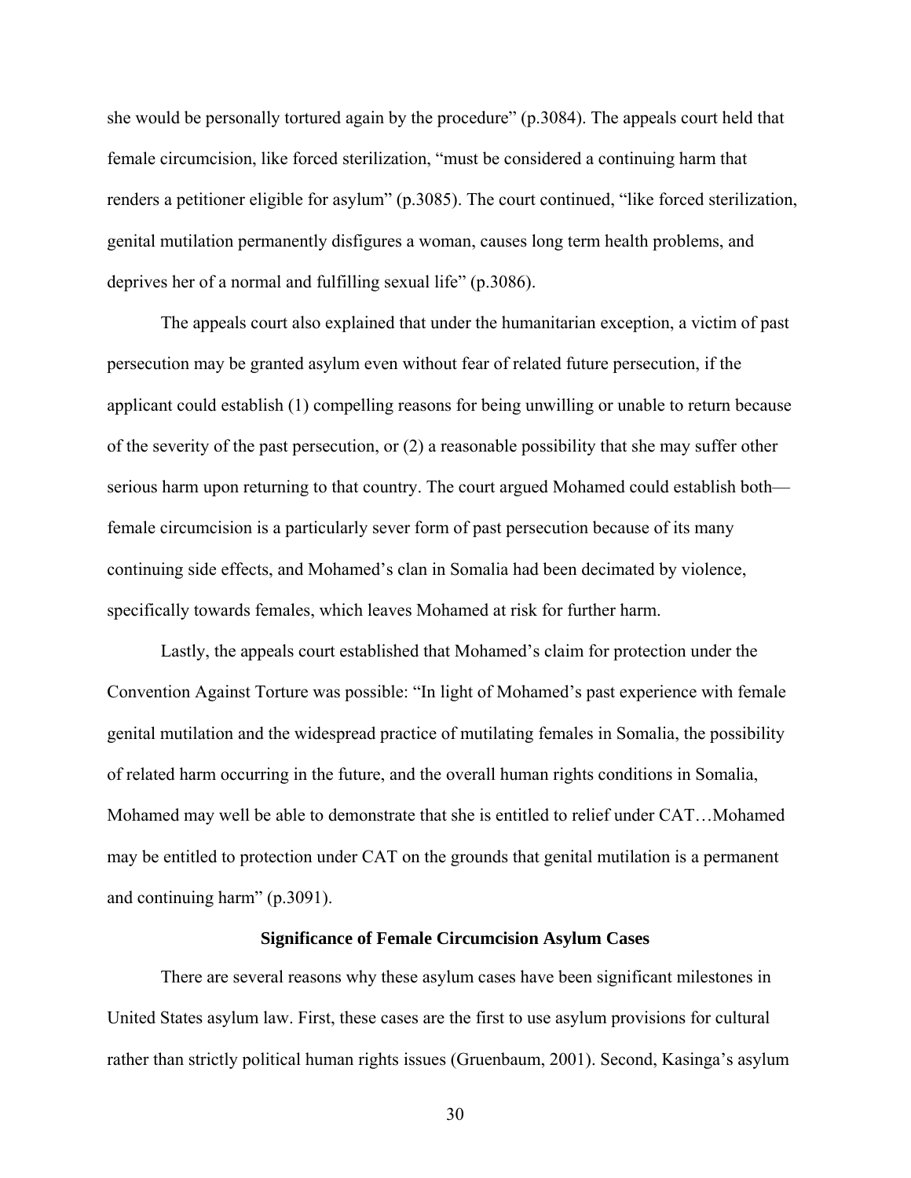she would be personally tortured again by the procedure" (p.3084). The appeals court held that female circumcision, like forced sterilization, "must be considered a continuing harm that renders a petitioner eligible for asylum" (p.3085). The court continued, "like forced sterilization, genital mutilation permanently disfigures a woman, causes long term health problems, and deprives her of a normal and fulfilling sexual life" (p.3086).

The appeals court also explained that under the humanitarian exception, a victim of past persecution may be granted asylum even without fear of related future persecution, if the applicant could establish (1) compelling reasons for being unwilling or unable to return because of the severity of the past persecution, or (2) a reasonable possibility that she may suffer other serious harm upon returning to that country. The court argued Mohamed could establish both—female circumcision is a particularly sever form of past persecution because of its many continuing side effects, and Mohamed's clan in Somalia had been decimated by violence, specifically towards females, which leaves Mohamed at risk for further harm.

Lastly, the appeals court established that Mohamed's claim for protection under the Convention Against Torture was possible: "In light of Mohamed's past experience with female genital mutilation and the widespread practice of mutilating females in Somalia, the possibility of related harm occurring in the future, and the overall human rights conditions in Somalia, Mohamed may well be able to demonstrate that she is entitled to relief under CAT…Mohamed may be entitled to protection under CAT on the grounds that genital mutilation is a permanent and continuing harm" (p.3091).

### Significance of Female Circumcision Asylum Cases

There are several reasons why these asylum cases have been significant milestones in United States asylum law. First, these cases are the first to use asylum provisions for cultural rather than strictly political human rights issues (Gruenbaum, 2001). Second, Kasinga's asylum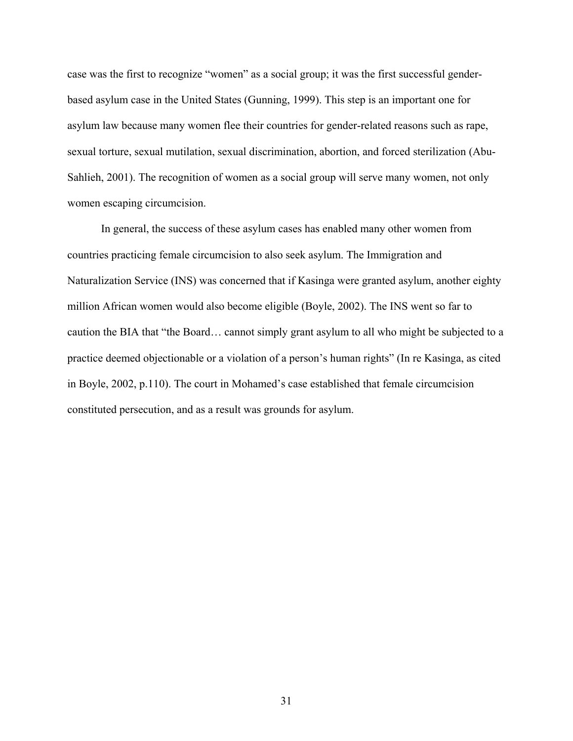case was the first to recognize “women” as a social group; it was the first successful gender-based asylum case in the United States (Gunning, 1999). This step is an important one for asylum law because many women flee their countries for gender-related reasons such as rape, sexual torture, sexual mutilation, sexual discrimination, abortion, and forced sterilization (Abu-Sahlieh, 2001). The recognition of women as a social group will serve many women, not only women escaping circumcision.

In general, the success of these asylum cases has enabled many other women from countries practicing female circumcision to also seek asylum. The Immigration and Naturalization Service (INS) was concerned that if Kasinga were granted asylum, another eighty million African women would also become eligible (Boyle, 2002). The INS went so far to caution the BIA that “the Board… cannot simply grant asylum to all who might be subjected to a practice deemed objectionable or a violation of a person’s human rights” (In re Kasinga, as cited in Boyle, 2002, p.110). The court in Mohamed’s case established that female circumcision constituted persecution, and as a result was grounds for asylum.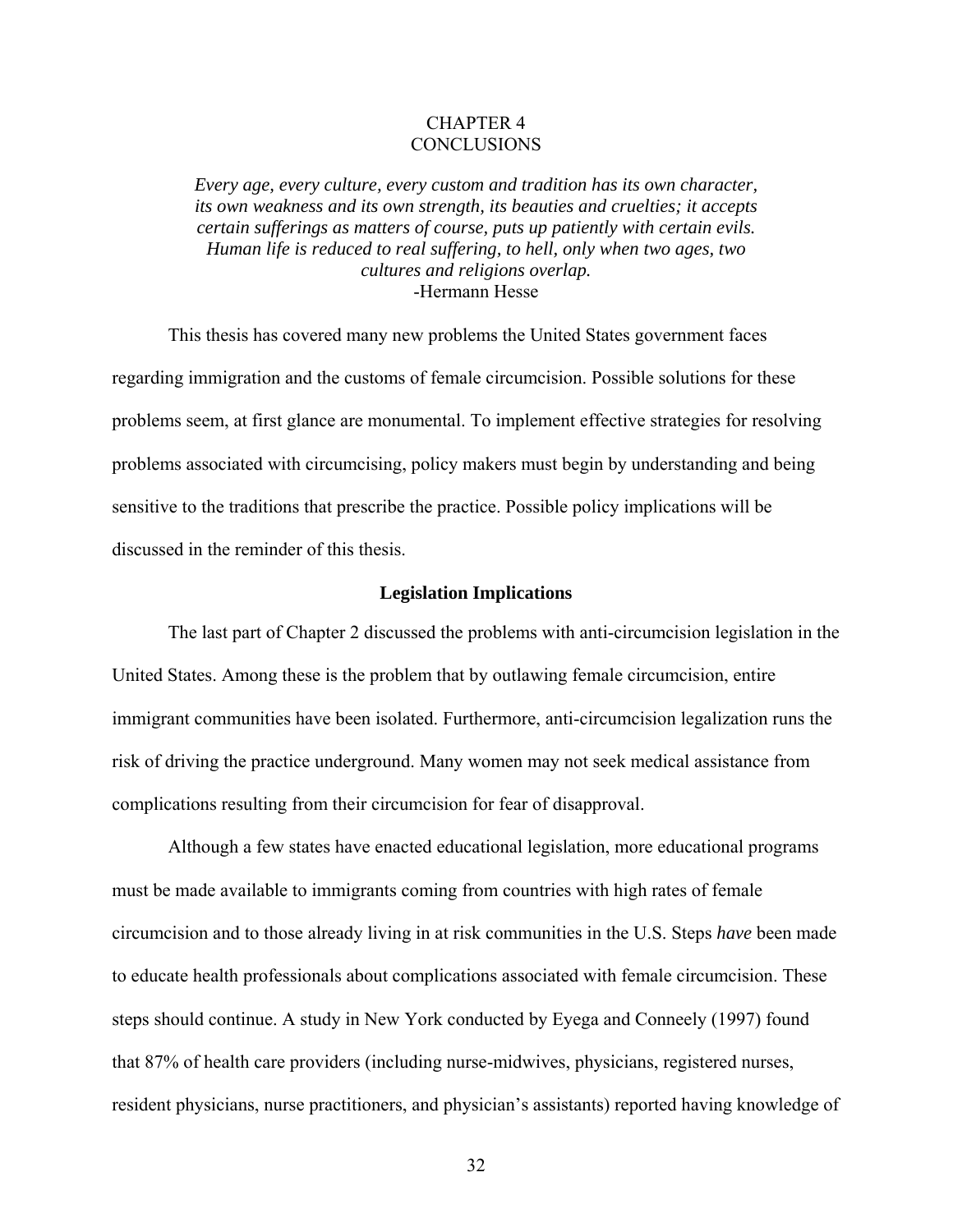# CHAPTER 4
# CONCLUSIONS

*Every age, every culture, every custom and tradition has its own character, its own weakness and its own strength, its beauties and cruelties; it accepts certain sufferings as matters of course, puts up patiently with certain evils. Human life is reduced to real suffering, to hell, only when two ages, two cultures and religions overlap.*
-Hermann Hesse

This thesis has covered many new problems the United States government faces regarding immigration and the customs of female circumcision. Possible solutions for these problems seem, at first glance are monumental. To implement effective strategies for resolving problems associated with circumcising, policy makers must begin by understanding and being sensitive to the traditions that prescribe the practice. Possible policy implications will be discussed in the reminder of this thesis.

## Legislation Implications

The last part of Chapter 2 discussed the problems with anti-circumcision legislation in the United States. Among these is the problem that by outlawing female circumcision, entire immigrant communities have been isolated. Furthermore, anti-circumcision legalization runs the risk of driving the practice underground. Many women may not seek medical assistance from complications resulting from their circumcision for fear of disapproval.

Although a few states have enacted educational legislation, more educational programs must be made available to immigrants coming from countries with high rates of female circumcision and to those already living in at risk communities in the U.S. Steps *have* been made to educate health professionals about complications associated with female circumcision. These steps should continue. A study in New York conducted by Eyega and Conneely (1997) found that 87% of health care providers (including nurse-midwives, physicians, registered nurses, resident physicians, nurse practitioners, and physician's assistants) reported having knowledge of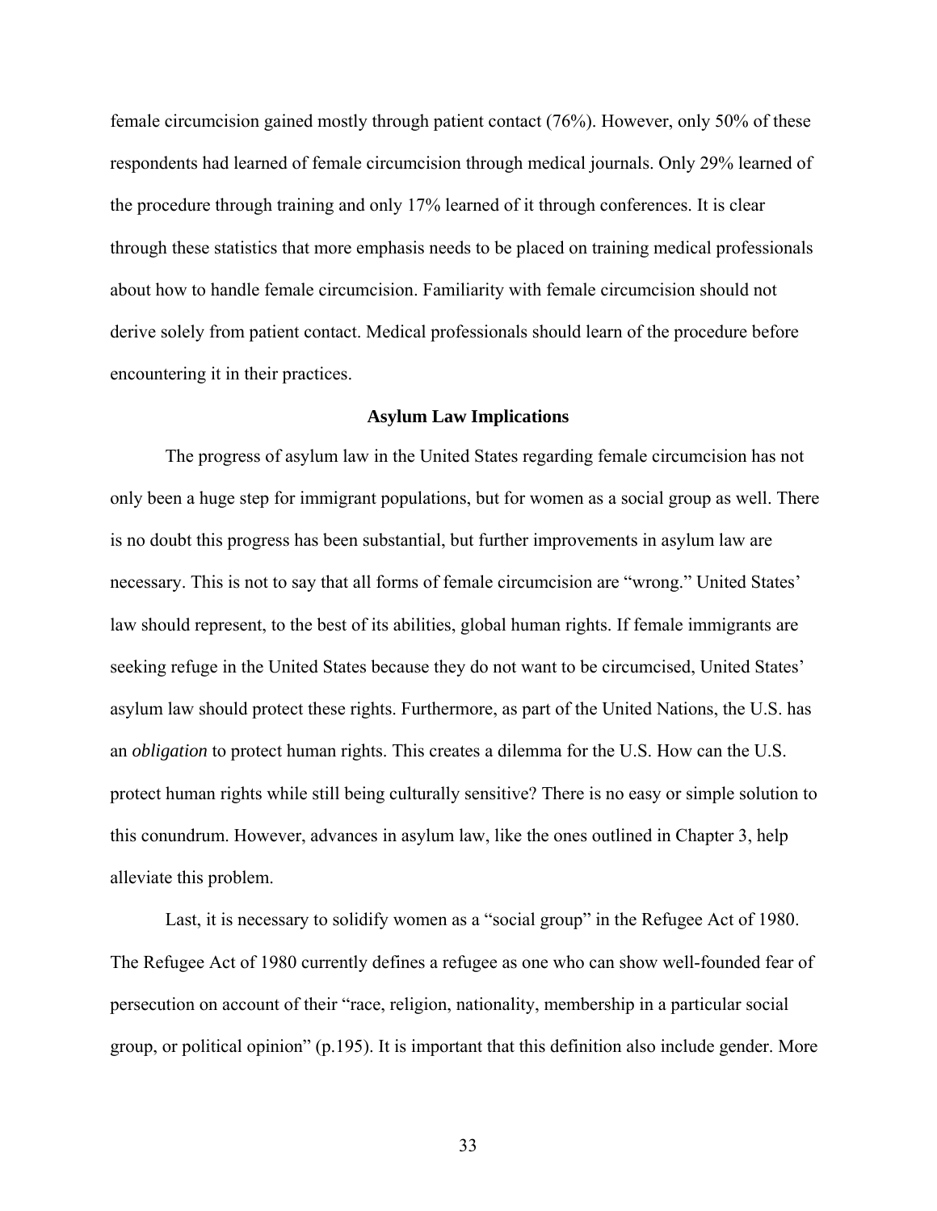female circumcision gained mostly through patient contact (76%). However, only 50% of these respondents had learned of female circumcision through medical journals. Only 29% learned of the procedure through training and only 17% learned of it through conferences. It is clear through these statistics that more emphasis needs to be placed on training medical professionals about how to handle female circumcision. Familiarity with female circumcision should not derive solely from patient contact. Medical professionals should learn of the procedure before encountering it in their practices.

## Asylum Law Implications

The progress of asylum law in the United States regarding female circumcision has not only been a huge step for immigrant populations, but for women as a social group as well. There is no doubt this progress has been substantial, but further improvements in asylum law are necessary. This is not to say that all forms of female circumcision are "wrong." United States' law should represent, to the best of its abilities, global human rights. If female immigrants are seeking refuge in the United States because they do not want to be circumcised, United States' asylum law should protect these rights. Furthermore, as part of the United Nations, the U.S. has an *obligation* to protect human rights. This creates a dilemma for the U.S. How can the U.S. protect human rights while still being culturally sensitive? There is no easy or simple solution to this conundrum. However, advances in asylum law, like the ones outlined in Chapter 3, help alleviate this problem.

Last, it is necessary to solidify women as a "social group" in the Refugee Act of 1980. The Refugee Act of 1980 currently defines a refugee as one who can show well-founded fear of persecution on account of their "race, religion, nationality, membership in a particular social group, or political opinion" (p.195). It is important that this definition also include gender. More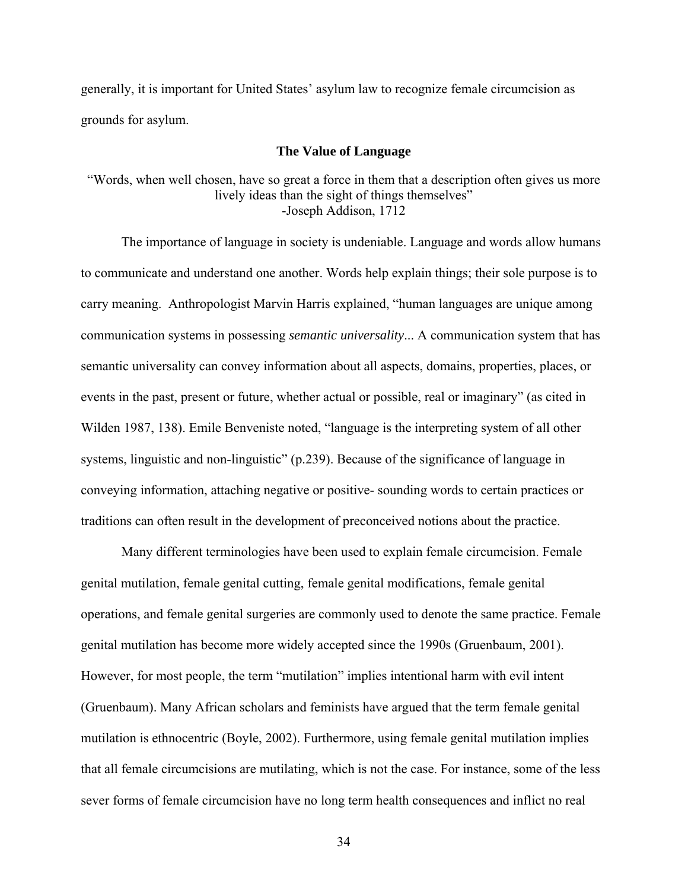generally, it is important for United States' asylum law to recognize female circumcision as grounds for asylum.

## The Value of Language

"Words, when well chosen, have so great a force in them that a description often gives us more lively ideas than the sight of things themselves"
-Joseph Addison, 1712

The importance of language in society is undeniable. Language and words allow humans to communicate and understand one another. Words help explain things; their sole purpose is to carry meaning. Anthropologist Marvin Harris explained, "human languages are unique among communication systems in possessing *semantic universality*... A communication system that has semantic universality can convey information about all aspects, domains, properties, places, or events in the past, present or future, whether actual or possible, real or imaginary" (as cited in Wilden 1987, 138). Emile Benveniste noted, "language is the interpreting system of all other systems, linguistic and non-linguistic" (p.239). Because of the significance of language in conveying information, attaching negative or positive- sounding words to certain practices or traditions can often result in the development of preconceived notions about the practice.

Many different terminologies have been used to explain female circumcision. Female genital mutilation, female genital cutting, female genital modifications, female genital operations, and female genital surgeries are commonly used to denote the same practice. Female genital mutilation has become more widely accepted since the 1990s (Gruenbaum, 2001). However, for most people, the term "mutilation" implies intentional harm with evil intent (Gruenbaum). Many African scholars and feminists have argued that the term female genital mutilation is ethnocentric (Boyle, 2002). Furthermore, using female genital mutilation implies that all female circumcisions are mutilating, which is not the case. For instance, some of the less sever forms of female circumcision have no long term health consequences and inflict no real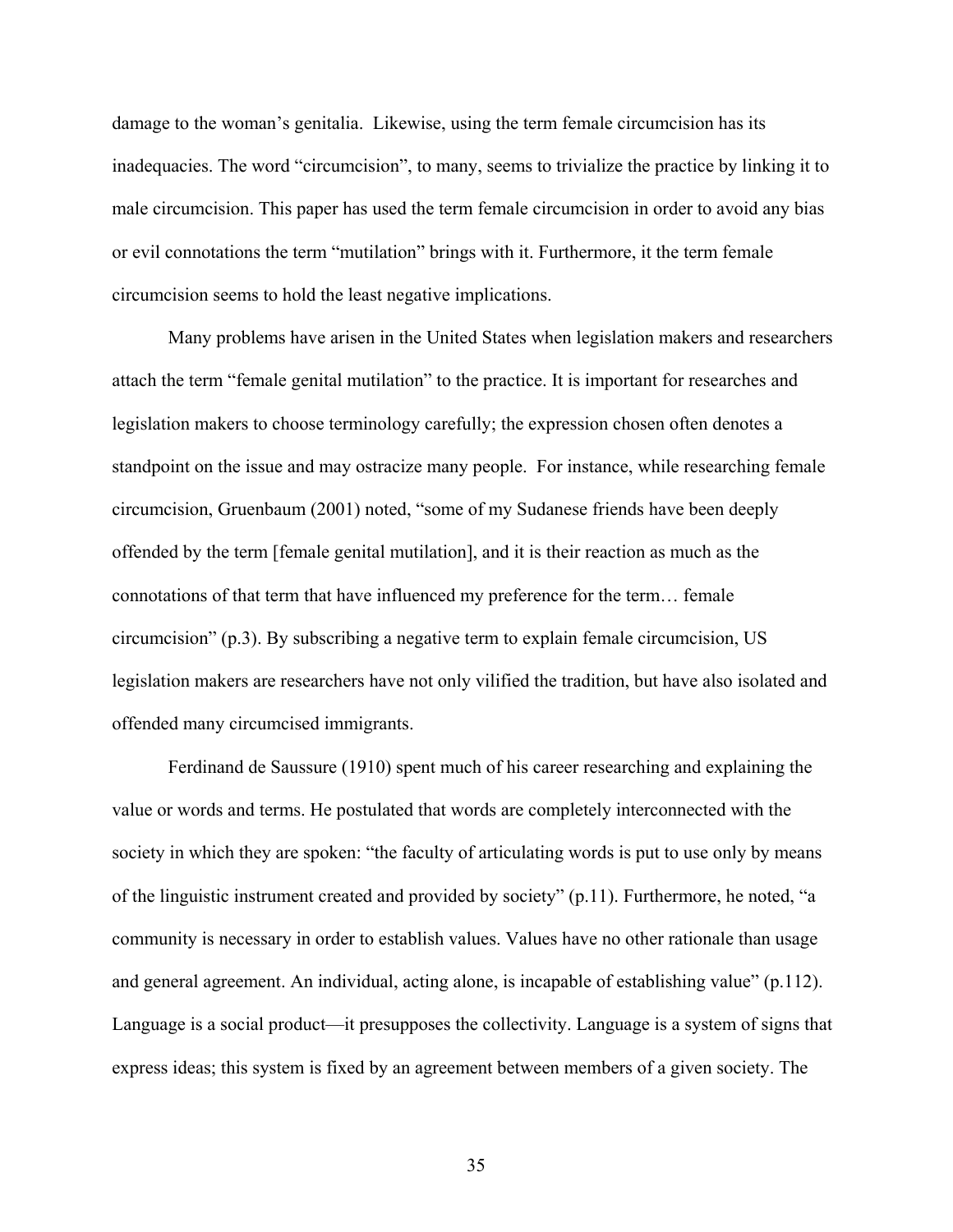damage to the woman's genitalia. Likewise, using the term female circumcision has its inadequacies. The word "circumcision", to many, seems to trivialize the practice by linking it to male circumcision. This paper has used the term female circumcision in order to avoid any bias or evil connotations the term "mutilation" brings with it. Furthermore, it the term female circumcision seems to hold the least negative implications.

Many problems have arisen in the United States when legislation makers and researchers attach the term "female genital mutilation" to the practice. It is important for researches and legislation makers to choose terminology carefully; the expression chosen often denotes a standpoint on the issue and may ostracize many people. For instance, while researching female circumcision, Gruenbaum (2001) noted, "some of my Sudanese friends have been deeply offended by the term [female genital mutilation], and it is their reaction as much as the connotations of that term that have influenced my preference for the term… female circumcision" (p.3). By subscribing a negative term to explain female circumcision, US legislation makers are researchers have not only vilified the tradition, but have also isolated and offended many circumcised immigrants.

Ferdinand de Saussure (1910) spent much of his career researching and explaining the value or words and terms. He postulated that words are completely interconnected with the society in which they are spoken: "the faculty of articulating words is put to use only by means of the linguistic instrument created and provided by society" (p.11). Furthermore, he noted, "a community is necessary in order to establish values. Values have no other rationale than usage and general agreement. An individual, acting alone, is incapable of establishing value" (p.112). Language is a social product—it presupposes the collectivity. Language is a system of signs that express ideas; this system is fixed by an agreement between members of a given society. The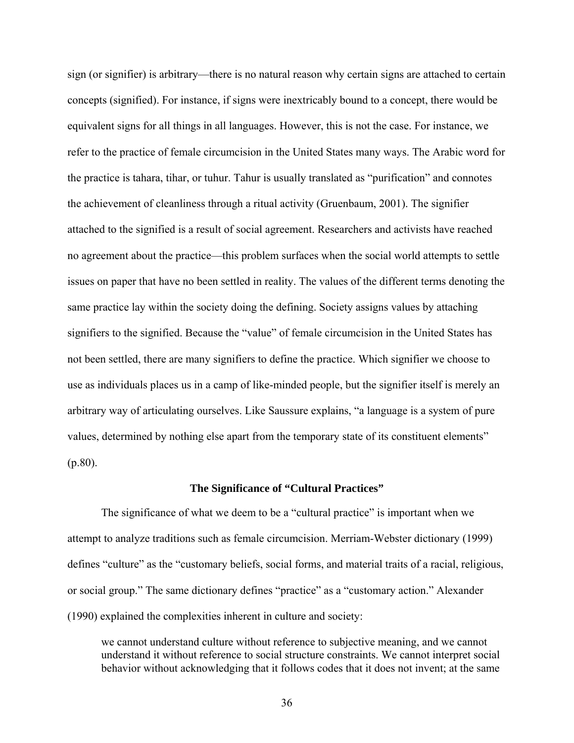sign (or signifier) is arbitrary—there is no natural reason why certain signs are attached to certain concepts (signified). For instance, if signs were inextricably bound to a concept, there would be equivalent signs for all things in all languages. However, this is not the case. For instance, we refer to the practice of female circumcision in the United States many ways. The Arabic word for the practice is tahara, tihar, or tuhur. Tahur is usually translated as "purification" and connotes the achievement of cleanliness through a ritual activity (Gruenbaum, 2001). The signifier attached to the signified is a result of social agreement. Researchers and activists have reached no agreement about the practice—this problem surfaces when the social world attempts to settle issues on paper that have no been settled in reality. The values of the different terms denoting the same practice lay within the society doing the defining. Society assigns values by attaching signifiers to the signified. Because the "value" of female circumcision in the United States has not been settled, there are many signifiers to define the practice. Which signifier we choose to use as individuals places us in a camp of like-minded people, but the signifier itself is merely an arbitrary way of articulating ourselves. Like Saussure explains, "a language is a system of pure values, determined by nothing else apart from the temporary state of its constituent elements" (p.80).

## The Significance of "Cultural Practices"

The significance of what we deem to be a "cultural practice" is important when we attempt to analyze traditions such as female circumcision. Merriam-Webster dictionary (1999) defines "culture" as the "customary beliefs, social forms, and material traits of a racial, religious, or social group." The same dictionary defines "practice" as a "customary action." Alexander (1990) explained the complexities inherent in culture and society:

> we cannot understand culture without reference to subjective meaning, and we cannot understand it without reference to social structure constraints. We cannot interpret social behavior without acknowledging that it follows codes that it does not invent; at the same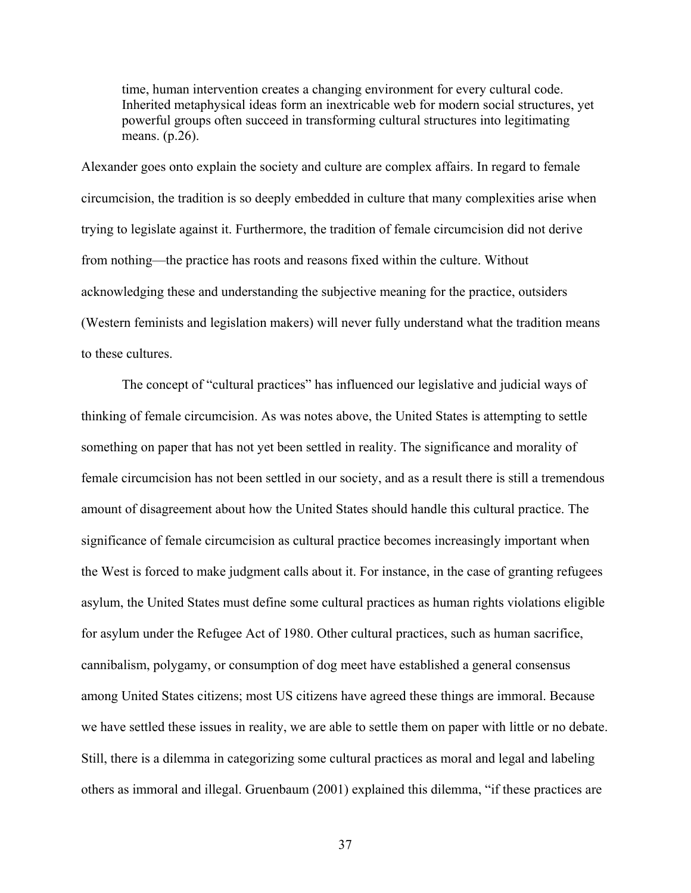> time, human intervention creates a changing environment for every cultural code. Inherited metaphysical ideas form an inextricable web for modern social structures, yet powerful groups often succeed in transforming cultural structures into legitimating means. (p.26).

Alexander goes onto explain the society and culture are complex affairs. In regard to female circumcision, the tradition is so deeply embedded in culture that many complexities arise when trying to legislate against it. Furthermore, the tradition of female circumcision did not derive from nothing—the practice has roots and reasons fixed within the culture. Without acknowledging these and understanding the subjective meaning for the practice, outsiders (Western feminists and legislation makers) will never fully understand what the tradition means to these cultures.

The concept of "cultural practices" has influenced our legislative and judicial ways of thinking of female circumcision. As was notes above, the United States is attempting to settle something on paper that has not yet been settled in reality. The significance and morality of female circumcision has not been settled in our society, and as a result there is still a tremendous amount of disagreement about how the United States should handle this cultural practice. The significance of female circumcision as cultural practice becomes increasingly important when the West is forced to make judgment calls about it. For instance, in the case of granting refugees asylum, the United States must define some cultural practices as human rights violations eligible for asylum under the Refugee Act of 1980. Other cultural practices, such as human sacrifice, cannibalism, polygamy, or consumption of dog meet have established a general consensus among United States citizens; most US citizens have agreed these things are immoral. Because we have settled these issues in reality, we are able to settle them on paper with little or no debate. Still, there is a dilemma in categorizing some cultural practices as moral and legal and labeling others as immoral and illegal. Gruenbaum (2001) explained this dilemma, "if these practices are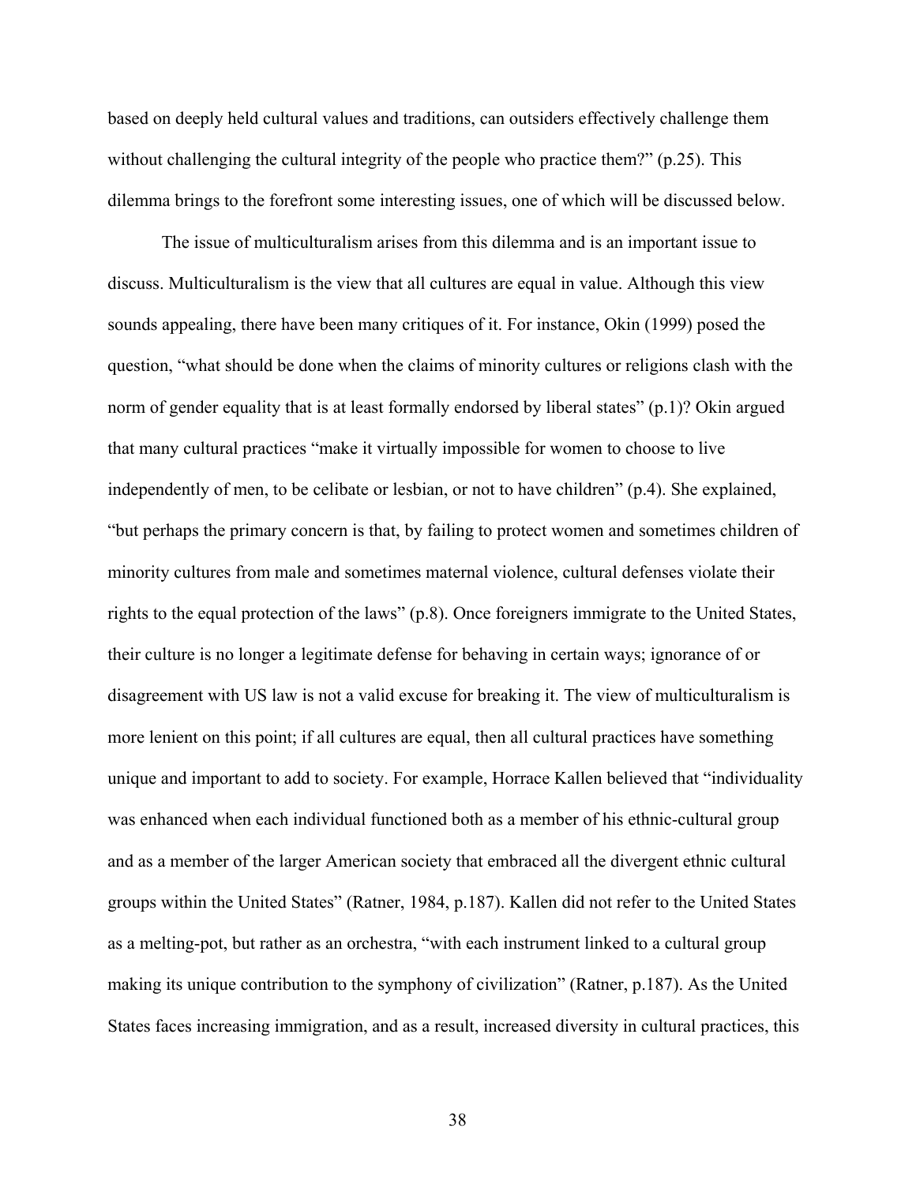based on deeply held cultural values and traditions, can outsiders effectively challenge them without challenging the cultural integrity of the people who practice them?" (p.25). This dilemma brings to the forefront some interesting issues, one of which will be discussed below.

The issue of multiculturalism arises from this dilemma and is an important issue to discuss. Multiculturalism is the view that all cultures are equal in value. Although this view sounds appealing, there have been many critiques of it. For instance, Okin (1999) posed the question, "what should be done when the claims of minority cultures or religions clash with the norm of gender equality that is at least formally endorsed by liberal states" (p.1)? Okin argued that many cultural practices "make it virtually impossible for women to choose to live independently of men, to be celibate or lesbian, or not to have children" (p.4). She explained, "but perhaps the primary concern is that, by failing to protect women and sometimes children of minority cultures from male and sometimes maternal violence, cultural defenses violate their rights to the equal protection of the laws" (p.8). Once foreigners immigrate to the United States, their culture is no longer a legitimate defense for behaving in certain ways; ignorance of or disagreement with US law is not a valid excuse for breaking it. The view of multiculturalism is more lenient on this point; if all cultures are equal, then all cultural practices have something unique and important to add to society. For example, Horrace Kallen believed that "individuality was enhanced when each individual functioned both as a member of his ethnic-cultural group and as a member of the larger American society that embraced all the divergent ethnic cultural groups within the United States" (Ratner, 1984, p.187). Kallen did not refer to the United States as a melting-pot, but rather as an orchestra, "with each instrument linked to a cultural group making its unique contribution to the symphony of civilization" (Ratner, p.187). As the United States faces increasing immigration, and as a result, increased diversity in cultural practices, this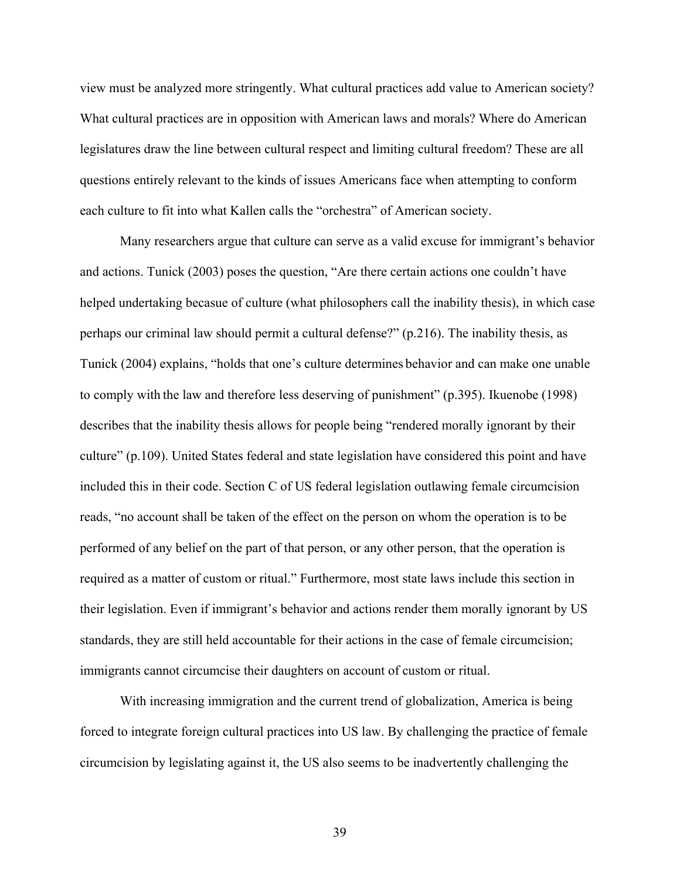view must be analyzed more stringently. What cultural practices add value to American society? What cultural practices are in opposition with American laws and morals? Where do American legislatures draw the line between cultural respect and limiting cultural freedom? These are all questions entirely relevant to the kinds of issues Americans face when attempting to conform each culture to fit into what Kallen calls the "orchestra" of American society.

Many researchers argue that culture can serve as a valid excuse for immigrant's behavior and actions. Tunick (2003) poses the question, "Are there certain actions one couldn't have helped undertaking becasue of culture (what philosophers call the inability thesis), in which case perhaps our criminal law should permit a cultural defense?" (p.216). The inability thesis, as Tunick (2004) explains, "holds that one's culture determines behavior and can make one unable to comply with the law and therefore less deserving of punishment" (p.395). Ikuenobe (1998) describes that the inability thesis allows for people being "rendered morally ignorant by their culture" (p.109). United States federal and state legislation have considered this point and have included this in their code. Section C of US federal legislation outlawing female circumcision reads, "no account shall be taken of the effect on the person on whom the operation is to be performed of any belief on the part of that person, or any other person, that the operation is required as a matter of custom or ritual." Furthermore, most state laws include this section in their legislation. Even if immigrant's behavior and actions render them morally ignorant by US standards, they are still held accountable for their actions in the case of female circumcision; immigrants cannot circumcise their daughters on account of custom or ritual.

With increasing immigration and the current trend of globalization, America is being forced to integrate foreign cultural practices into US law. By challenging the practice of female circumcision by legislating against it, the US also seems to be inadvertently challenging the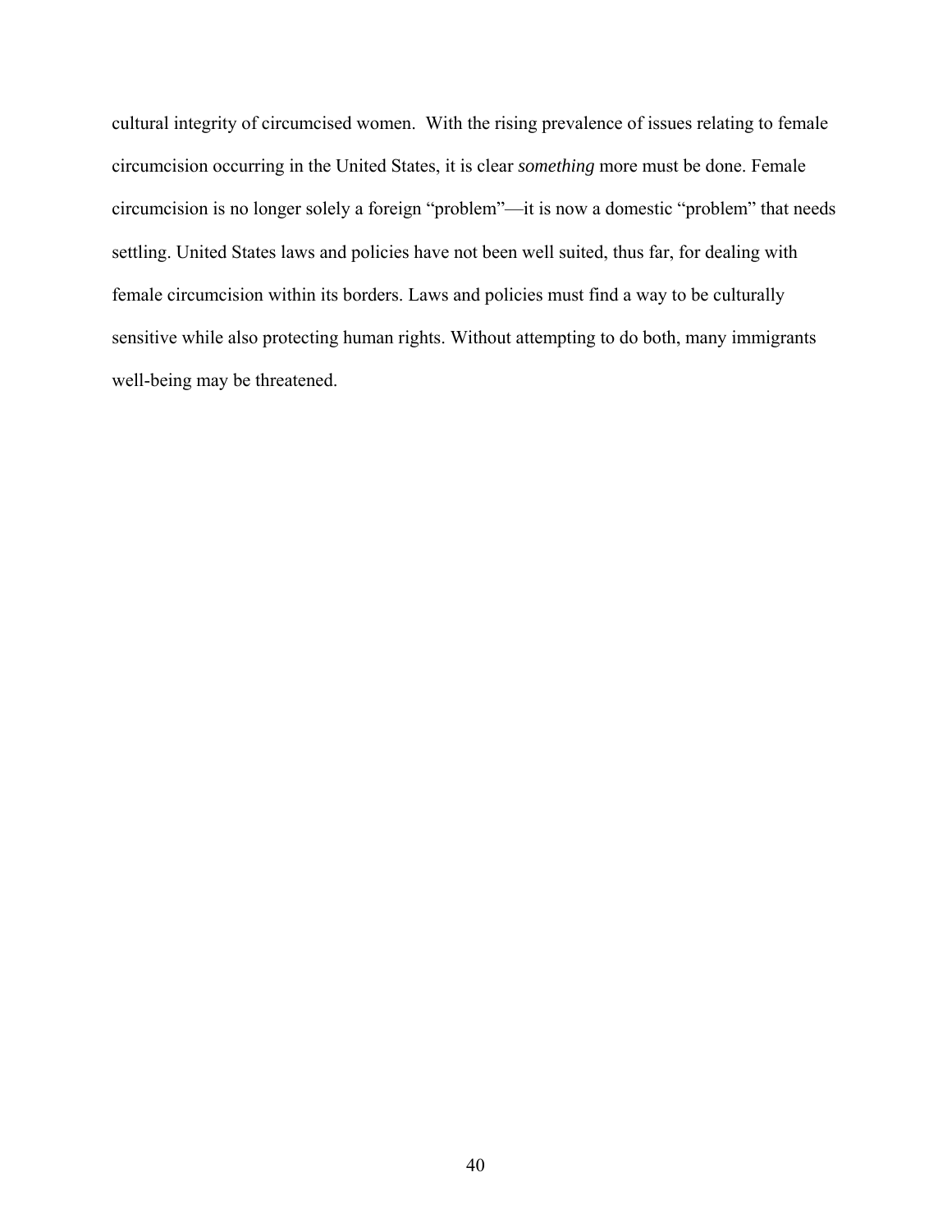cultural integrity of circumcised women. With the rising prevalence of issues relating to female circumcision occurring in the United States, it is clear *something* more must be done. Female circumcision is no longer solely a foreign "problem"—it is now a domestic "problem" that needs settling. United States laws and policies have not been well suited, thus far, for dealing with female circumcision within its borders. Laws and policies must find a way to be culturally sensitive while also protecting human rights. Without attempting to do both, many immigrants well-being may be threatened.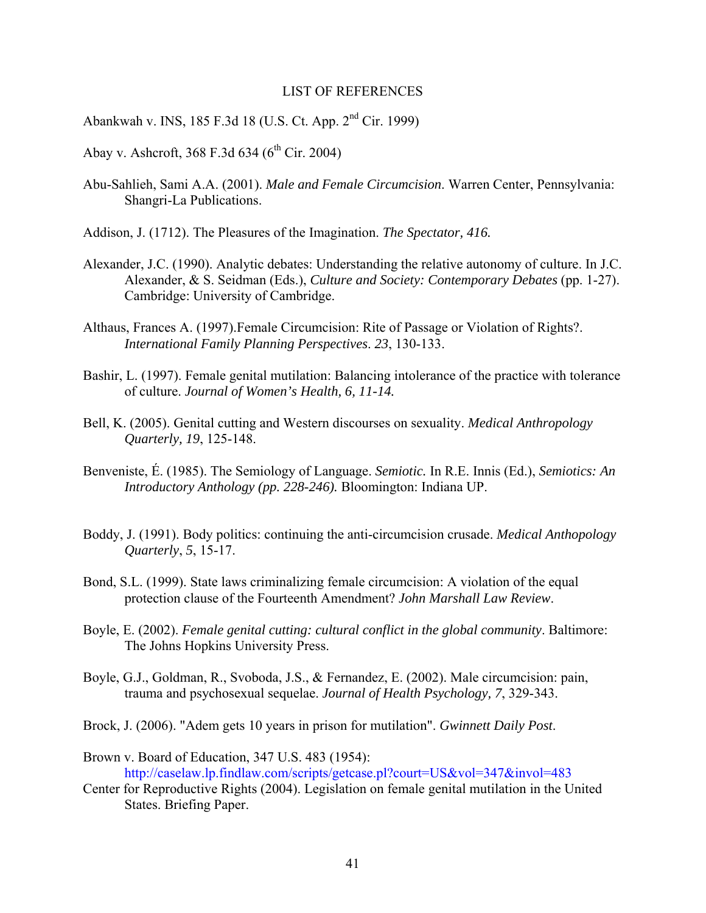# LIST OF REFERENCES

Abankwah v. INS, 185 F.3d 18 (U.S. Ct. App. 2nd Cir. 1999)

Abay v. Ashcroft, 368 F.3d 634 (6th Cir. 2004)

Abu-Sahlieh, Sami A.A. (2001). *Male and Female Circumcision*. Warren Center, Pennsylvania: Shangri-La Publications.

Addison, J. (1712). The Pleasures of the Imagination. *The Spectator, 416.*

Alexander, J.C. (1990). Analytic debates: Understanding the relative autonomy of culture. In J.C. Alexander, & S. Seidman (Eds.), *Culture and Society: Contemporary Debates* (pp. 1-27). Cambridge: University of Cambridge.

Althaus, Frances A. (1997).Female Circumcision: Rite of Passage or Violation of Rights?. *International Family Planning Perspectives*. *23*, 130-133.

Bashir, L. (1997). Female genital mutilation: Balancing intolerance of the practice with tolerance of culture. *Journal of Women's Health, 6, 11-14.*

Bell, K. (2005). Genital cutting and Western discourses on sexuality. *Medical Anthropology Quarterly, 19*, 125-148.

Benveniste, É. (1985). The Semiology of Language. *Semiotic.* In R.E. Innis (Ed.), *Semiotics: An Introductory Anthology (pp. 228-246).* Bloomington: Indiana UP.

Boddy, J. (1991). Body politics: continuing the anti-circumcision crusade. *Medical Anthopology Quarterly*, *5*, 15-17.

Bond, S.L. (1999). State laws criminalizing female circumcision: A violation of the equal protection clause of the Fourteenth Amendment? *John Marshall Law Review*.

Boyle, E. (2002). *Female genital cutting: cultural conflict in the global community*. Baltimore: The Johns Hopkins University Press.

Boyle, G.J., Goldman, R., Svoboda, J.S., & Fernandez, E. (2002). Male circumcision: pain, trauma and psychosexual sequelae. *Journal of Health Psychology, 7*, 329-343.

Brock, J. (2006). "Adem gets 10 years in prison for mutilation". *Gwinnett Daily Post*.

Brown v. Board of Education, 347 U.S. 483 (1954): http://caselaw.lp.findlaw.com/scripts/getcase.pl?court=US&vol=347&invol=483

Center for Reproductive Rights (2004). Legislation on female genital mutilation in the United States. Briefing Paper.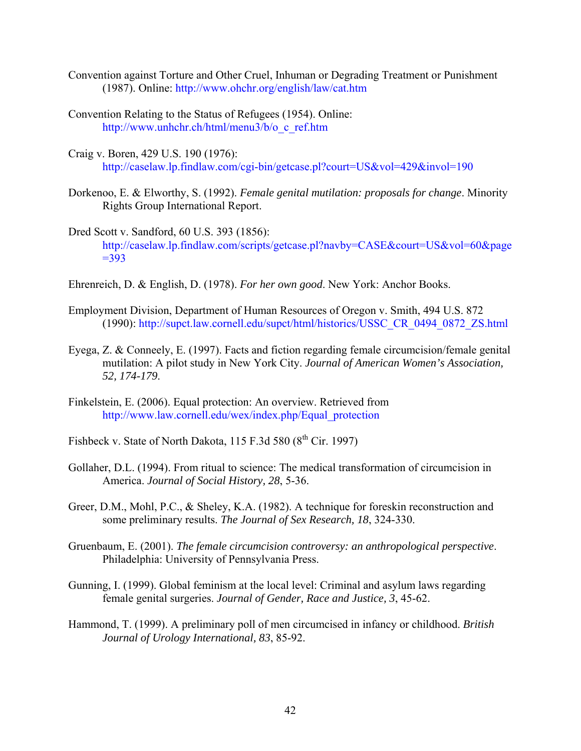Convention against Torture and Other Cruel, Inhuman or Degrading Treatment or Punishment (1987). Online: http://www.ohchr.org/english/law/cat.htm

Convention Relating to the Status of Refugees (1954). Online: http://www.unhchr.ch/html/menu3/b/o_c_ref.htm

Craig v. Boren, 429 U.S. 190 (1976): http://caselaw.lp.findlaw.com/cgi-bin/getcase.pl?court=US&vol=429&invol=190

Dorkenoo, E. & Elworthy, S. (1992). *Female genital mutilation: proposals for change*. Minority Rights Group International Report.

Dred Scott v. Sandford, 60 U.S. 393 (1856): http://caselaw.lp.findlaw.com/scripts/getcase.pl?navby=CASE&court=US&vol=60&page=393

Ehrenreich, D. & English, D. (1978). *For her own good*. New York: Anchor Books.

Employment Division, Department of Human Resources of Oregon v. Smith, 494 U.S. 872 (1990): http://supct.law.cornell.edu/supct/html/historics/USSC_CR_0494_0872_ZS.html

Eyega, Z. & Conneely, E. (1997). Facts and fiction regarding female circumcision/female genital mutilation: A pilot study in New York City. *Journal of American Women's Association, 52, 174-179.*

Finkelstein, E. (2006). Equal protection: An overview. Retrieved from http://www.law.cornell.edu/wex/index.php/Equal_protection

Fishbeck v. State of North Dakota, 115 F.3d 580 (8th Cir. 1997)

Gollaher, D.L. (1994). From ritual to science: The medical transformation of circumcision in America. *Journal of Social History, 28*, 5-36.

Greer, D.M., Mohl, P.C., & Sheley, K.A. (1982). A technique for foreskin reconstruction and some preliminary results. *The Journal of Sex Research, 18*, 324-330.

Gruenbaum, E. (2001). *The female circumcision controversy: an anthropological perspective*. Philadelphia: University of Pennsylvania Press.

Gunning, I. (1999). Global feminism at the local level: Criminal and asylum laws regarding female genital surgeries. *Journal of Gender, Race and Justice, 3*, 45-62.

Hammond, T. (1999). A preliminary poll of men circumcised in infancy or childhood. *British Journal of Urology International, 83*, 85-92.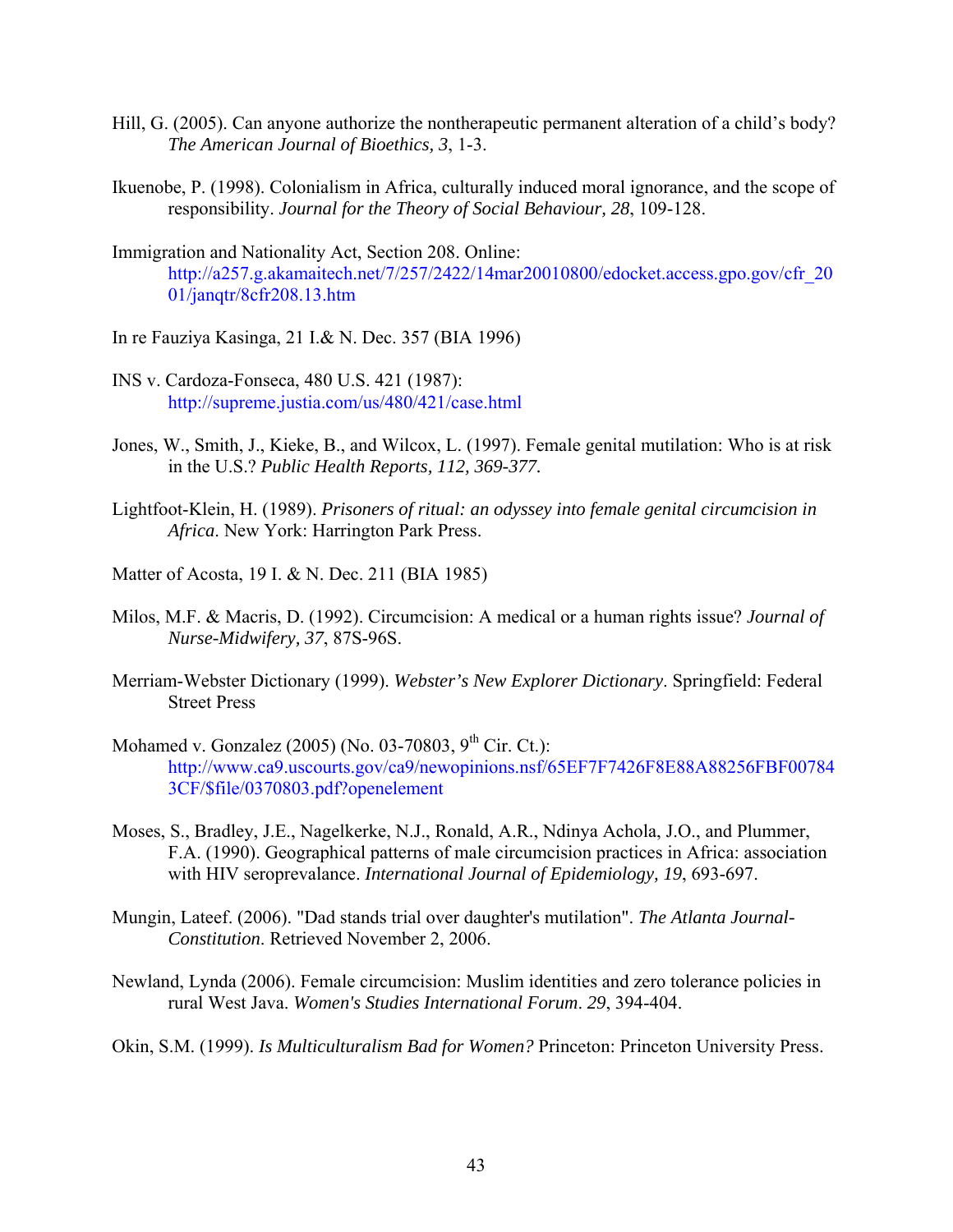Hill, G. (2005). Can anyone authorize the nontherapeutic permanent alteration of a child's body? *The American Journal of Bioethics, 3*, 1-3.

Ikuenobe, P. (1998). Colonialism in Africa, culturally induced moral ignorance, and the scope of responsibility. *Journal for the Theory of Social Behaviour, 28*, 109-128.

Immigration and Nationality Act, Section 208. Online: http://a257.g.akamaitech.net/7/257/2422/14mar20010800/edocket.access.gpo.gov/cfr_2001/janqtr/8cfr208.13.htm

In re Fauziya Kasinga, 21 I.& N. Dec. 357 (BIA 1996)

INS v. Cardoza-Fonseca, 480 U.S. 421 (1987): http://supreme.justia.com/us/480/421/case.html

Jones, W., Smith, J., Kieke, B., and Wilcox, L. (1997). Female genital mutilation: Who is at risk in the U.S.? *Public Health Reports, 112, 369-377.*

Lightfoot-Klein, H. (1989). *Prisoners of ritual: an odyssey into female genital circumcision in Africa*. New York: Harrington Park Press.

Matter of Acosta, 19 I. & N. Dec. 211 (BIA 1985)

Milos, M.F. & Macris, D. (1992). Circumcision: A medical or a human rights issue? *Journal of Nurse-Midwifery, 37*, 87S-96S.

Merriam-Webster Dictionary (1999). *Webster's New Explorer Dictionary*. Springfield: Federal Street Press

Mohamed v. Gonzalez (2005) (No. 03-70803, 9th Cir. Ct.): http://www.ca9.uscourts.gov/ca9/newopinions.nsf/65EF7F7426F8E88A88256FBF007843CF/$file/0370803.pdf?openelement

Moses, S., Bradley, J.E., Nagelkerke, N.J., Ronald, A.R., Ndinya Achola, J.O., and Plummer, F.A. (1990). Geographical patterns of male circumcision practices in Africa: association with HIV seroprevalance. *International Journal of Epidemiology, 19*, 693-697.

Mungin, Lateef. (2006). "Dad stands trial over daughter's mutilation". *The Atlanta Journal-Constitution*. Retrieved November 2, 2006.

Newland, Lynda (2006). Female circumcision: Muslim identities and zero tolerance policies in rural West Java. *Women's Studies International Forum*. *29*, 394-404.

Okin, S.M. (1999). *Is Multiculturalism Bad for Women?* Princeton: Princeton University Press.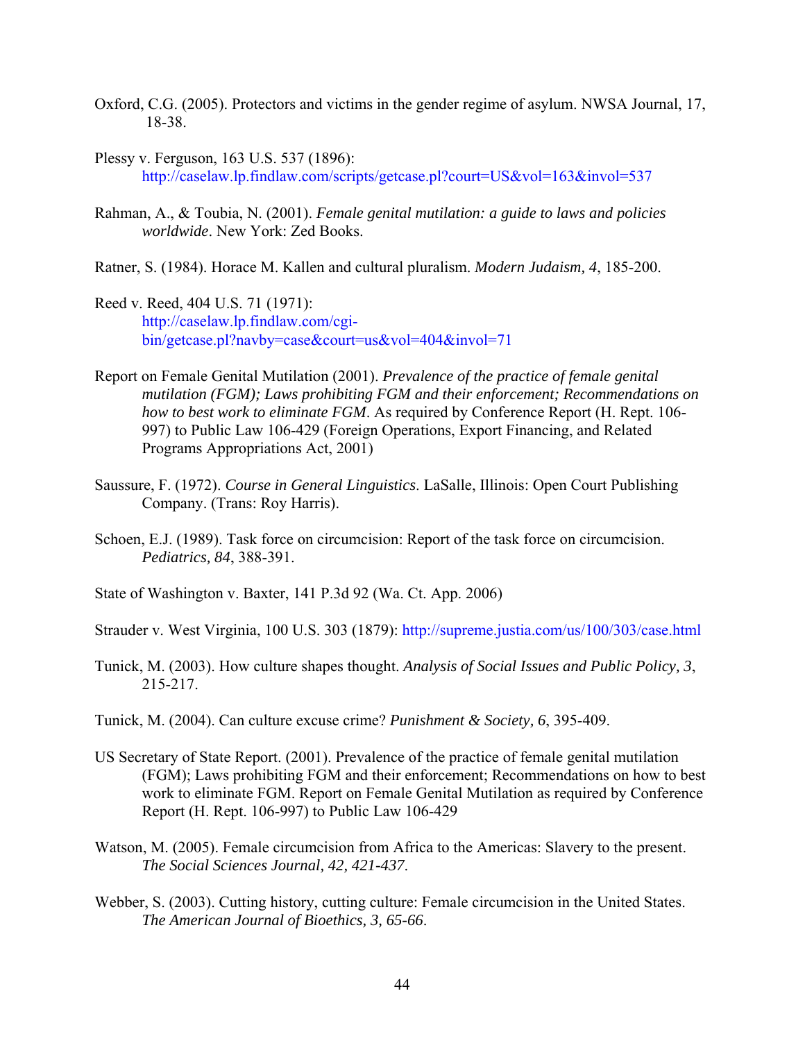Oxford, C.G. (2005). Protectors and victims in the gender regime of asylum. NWSA Journal, 17, 18-38.

Plessy v. Ferguson, 163 U.S. 537 (1896): http://caselaw.lp.findlaw.com/scripts/getcase.pl?court=US&vol=163&invol=537

Rahman, A., & Toubia, N. (2001). *Female genital mutilation: a guide to laws and policies worldwide*. New York: Zed Books.

Ratner, S. (1984). Horace M. Kallen and cultural pluralism. *Modern Judaism, 4*, 185-200.

Reed v. Reed, 404 U.S. 71 (1971): http://caselaw.lp.findlaw.com/cgi-bin/getcase.pl?navby=case&court=us&vol=404&invol=71

Report on Female Genital Mutilation (2001). *Prevalence of the practice of female genital mutilation (FGM); Laws prohibiting FGM and their enforcement; Recommendations on how to best work to eliminate FGM*. As required by Conference Report (H. Rept. 106-997) to Public Law 106-429 (Foreign Operations, Export Financing, and Related Programs Appropriations Act, 2001)

Saussure, F. (1972). *Course in General Linguistics*. LaSalle, Illinois: Open Court Publishing Company. (Trans: Roy Harris).

Schoen, E.J. (1989). Task force on circumcision: Report of the task force on circumcision. *Pediatrics, 84*, 388-391.

State of Washington v. Baxter, 141 P.3d 92 (Wa. Ct. App. 2006)

Strauder v. West Virginia, 100 U.S. 303 (1879): http://supreme.justia.com/us/100/303/case.html

Tunick, M. (2003). How culture shapes thought. *Analysis of Social Issues and Public Policy, 3*, 215-217.

Tunick, M. (2004). Can culture excuse crime? *Punishment & Society, 6*, 395-409.

US Secretary of State Report. (2001). Prevalence of the practice of female genital mutilation (FGM); Laws prohibiting FGM and their enforcement; Recommendations on how to best work to eliminate FGM. Report on Female Genital Mutilation as required by Conference Report (H. Rept. 106-997) to Public Law 106-429

Watson, M. (2005). Female circumcision from Africa to the Americas: Slavery to the present. *The Social Sciences Journal, 42, 421-437*.

Webber, S. (2003). Cutting history, cutting culture: Female circumcision in the United States. *The American Journal of Bioethics, 3, 65-66*.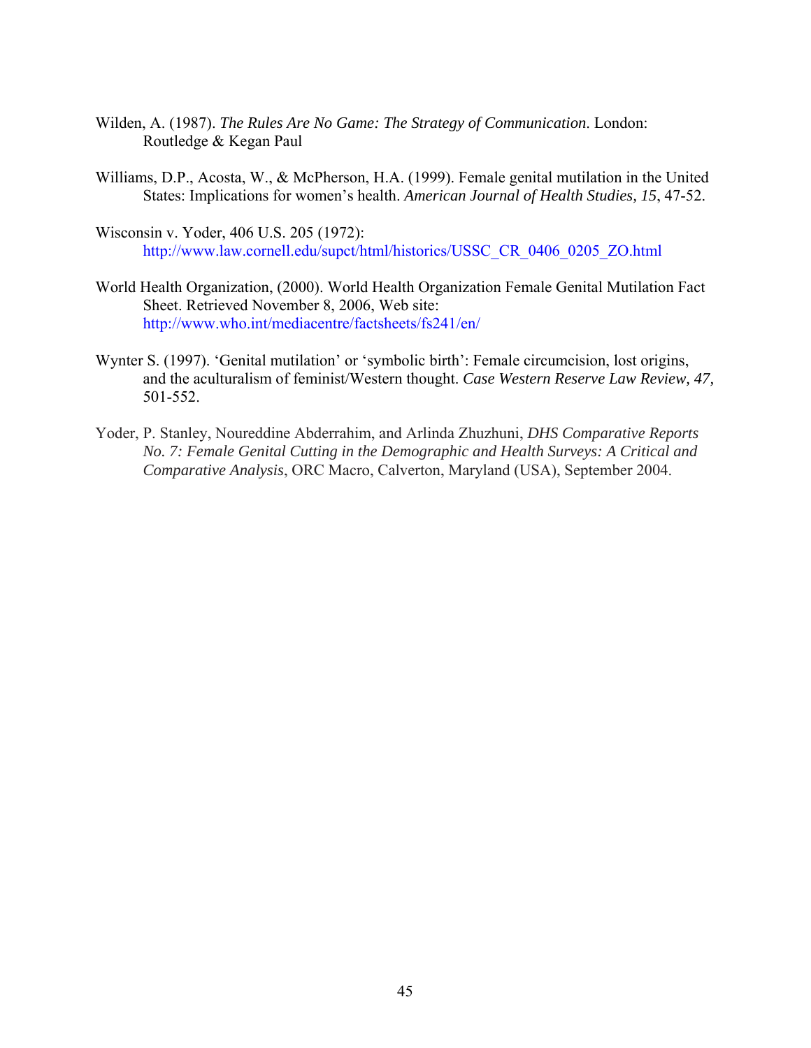Wilden, A. (1987). *The Rules Are No Game: The Strategy of Communication*. London: Routledge & Kegan Paul

Williams, D.P., Acosta, W., & McPherson, H.A. (1999). Female genital mutilation in the United States: Implications for women's health. *American Journal of Health Studies, 15*, 47-52.

Wisconsin v. Yoder, 406 U.S. 205 (1972): http://www.law.cornell.edu/supct/html/historics/USSC_CR_0406_0205_ZO.html

World Health Organization, (2000). World Health Organization Female Genital Mutilation Fact Sheet. Retrieved November 8, 2006, Web site: http://www.who.int/mediacentre/factsheets/fs241/en/

Wynter S. (1997). 'Genital mutilation' or 'symbolic birth': Female circumcision, lost origins, and the aculturalism of feminist/Western thought. *Case Western Reserve Law Review, 47,* 501-552.

Yoder, P. Stanley, Noureddine Abderrahim, and Arlinda Zhuzhuni, *DHS Comparative Reports No. 7: Female Genital Cutting in the Demographic and Health Surveys: A Critical and Comparative Analysis*, ORC Macro, Calverton, Maryland (USA), September 2004.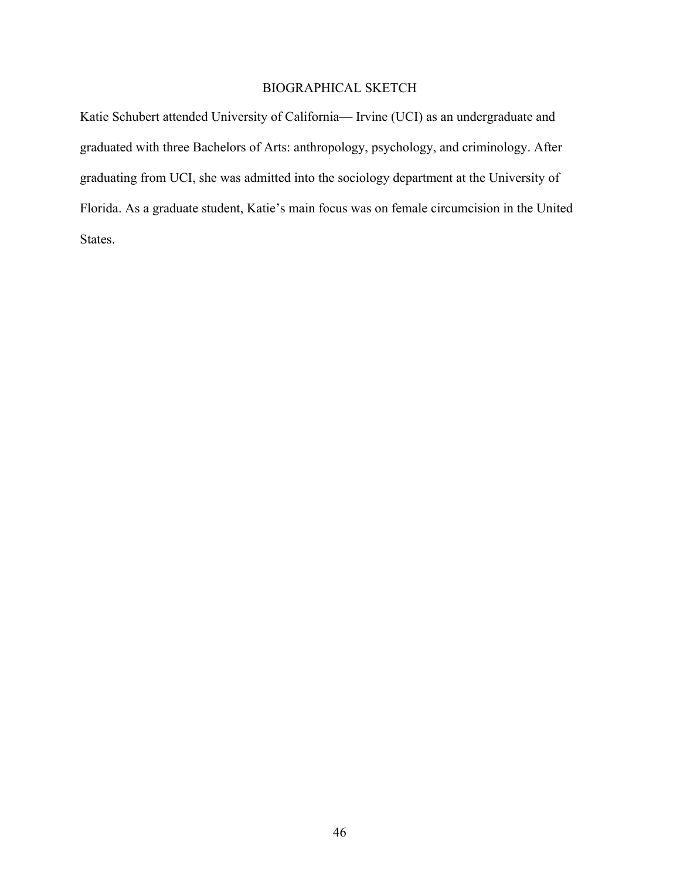# BIOGRAPHICAL SKETCH

Katie Schubert attended University of California— Irvine (UCI) as an undergraduate and graduated with three Bachelors of Arts: anthropology, psychology, and criminology. After graduating from UCI, she was admitted into the sociology department at the University of Florida. As a graduate student, Katie's main focus was on female circumcision in the United States.